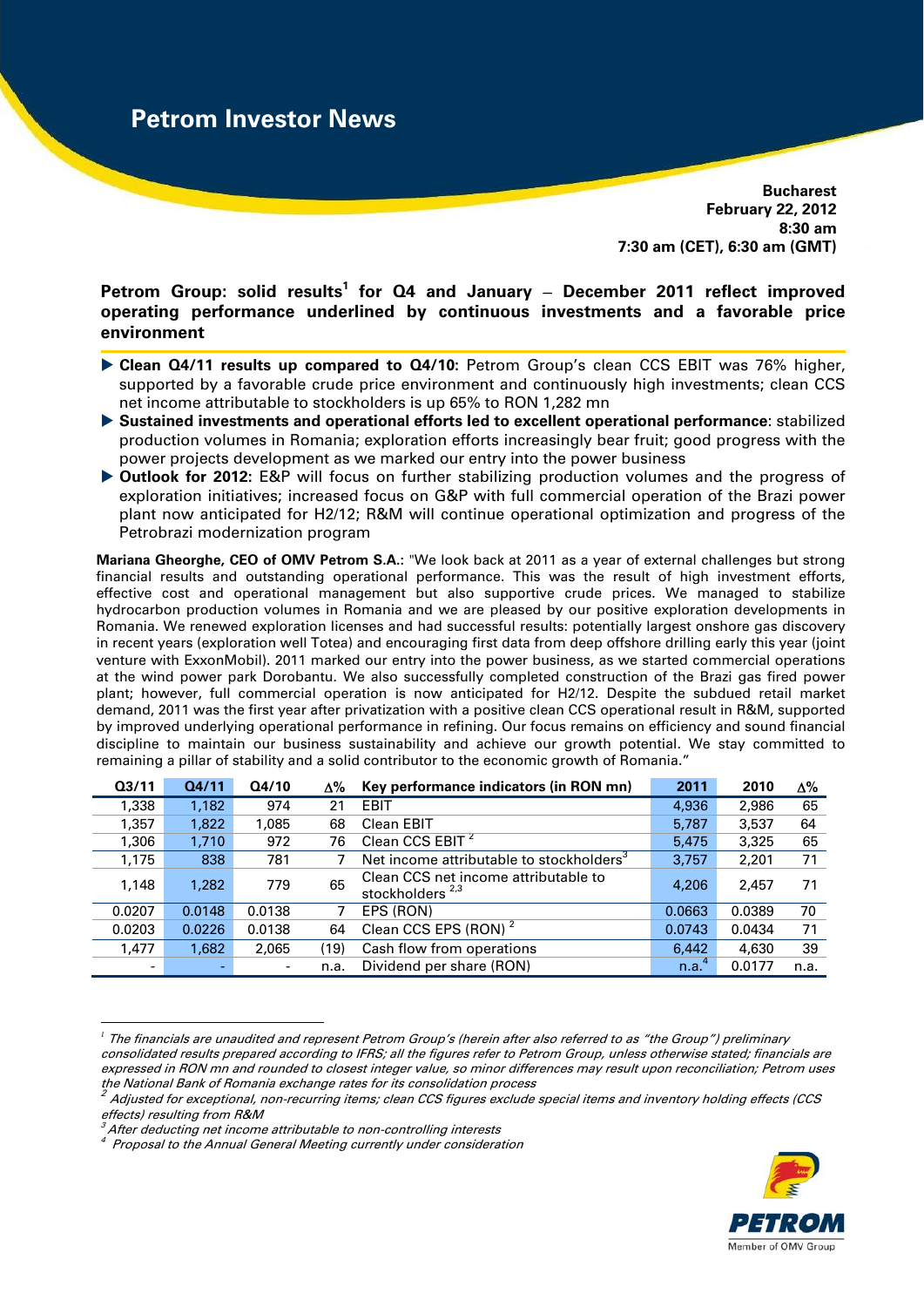# Petrom Investor News

**Bucharest**
**February 22, 2012**
**8:30 am**
**7:30 am (CET), 6:30 am (GMT)**

## Petrom Group: solid results[1] for Q4 and January – December 2011 reflect improved operating performance underlined by continuous investments and a favorable price environment

- **Clean Q4/11 results up compared to Q4/10:** Petrom Group's clean CCS EBIT was 76% higher, supported by a favorable crude price environment and continuously high investments; clean CCS net income attributable to stockholders is up 65% to RON 1,282 mn
- **Sustained investments and operational efforts led to excellent operational performance**: stabilized production volumes in Romania; exploration efforts increasingly bear fruit; good progress with the power projects development as we marked our entry into the power business
- **Outlook for 2012:** E&P will focus on further stabilizing production volumes and the progress of exploration initiatives; increased focus on G&P with full commercial operation of the Brazi power plant now anticipated for H2/12; R&M will continue operational optimization and progress of the Petrobrazi modernization program

**Mariana Gheorghe, CEO of OMV Petrom S.A.**: "We look back at 2011 as a year of external challenges but strong financial results and outstanding operational performance. This was the result of high investment efforts, effective cost and operational management but also supportive crude prices. We managed to stabilize hydrocarbon production volumes in Romania and we are pleased by our positive exploration developments in Romania. We renewed exploration licenses and had successful results: potentially largest onshore gas discovery in recent years (exploration well Totea) and encouraging first data from deep offshore drilling early this year (joint venture with ExxonMobil). 2011 marked our entry into the power business, as we started commercial operations at the wind power park Dorobantu. We also successfully completed construction of the Brazi gas fired power plant; however, full commercial operation is now anticipated for H2/12. Despite the subdued retail market demand, 2011 was the first year after privatization with a positive clean CCS operational result in R&M, supported by improved underlying operational performance in refining. Our focus remains on efficiency and sound financial discipline to maintain our business sustainability and achieve our growth potential. We stay committed to remaining a pillar of stability and a solid contributor to the economic growth of Romania."

| Q3/11 | Q4/11 | Q4/10 | Δ% | Key performance indicators (in RON mn) | 2011 | 2010 | Δ% |
|---|---|---|---|---|---|---|---|
| 1,338 | 1,182 | 974 | 21 | EBIT | 4,936 | 2,986 | 65 |
| 1,357 | 1,822 | 1,085 | 68 | Clean EBIT | 5,787 | 3,537 | 64 |
| 1,306 | 1,710 | 972 | 76 | Clean CCS EBIT [2] | 5,475 | 3,325 | 65 |
| 1,175 | 838 | 781 | 7 | Net income attributable to stockholders[3] | 3,757 | 2,201 | 71 |
| 1,148 | 1,282 | 779 | 65 | Clean CCS net income attributable to stockholders [2,3] | 4,206 | 2,457 | 71 |
| 0.0207 | 0.0148 | 0.0138 | 7 | EPS (RON) | 0.0663 | 0.0389 | 70 |
| 0.0203 | 0.0226 | 0.0138 | 64 | Clean CCS EPS (RON) [2] | 0.0743 | 0.0434 | 71 |
| 1,477 | 1,682 | 2,065 | (19) | Cash flow from operations | 6,442 | 4,630 | 39 |
| - | - | - | n.a. | Dividend per share (RON) | n.a.[4] | 0.0177 | n.a. |

[1] *The financials are unaudited and represent Petrom Group's (herein after also referred to as "the Group") preliminary consolidated results prepared according to IFRS; all the figures refer to Petrom Group, unless otherwise stated; financials are expressed in RON mn and rounded to closest integer value, so minor differences may result upon reconciliation; Petrom uses the National Bank of Romania exchange rates for its consolidation process*

[2] *Adjusted for exceptional, non-recurring items; clean CCS figures exclude special items and inventory holding effects (CCS effects) resulting from R&M*

[3] *After deducting net income attributable to non-controlling interests*

[4] *Proposal to the Annual General Meeting currently under consideration*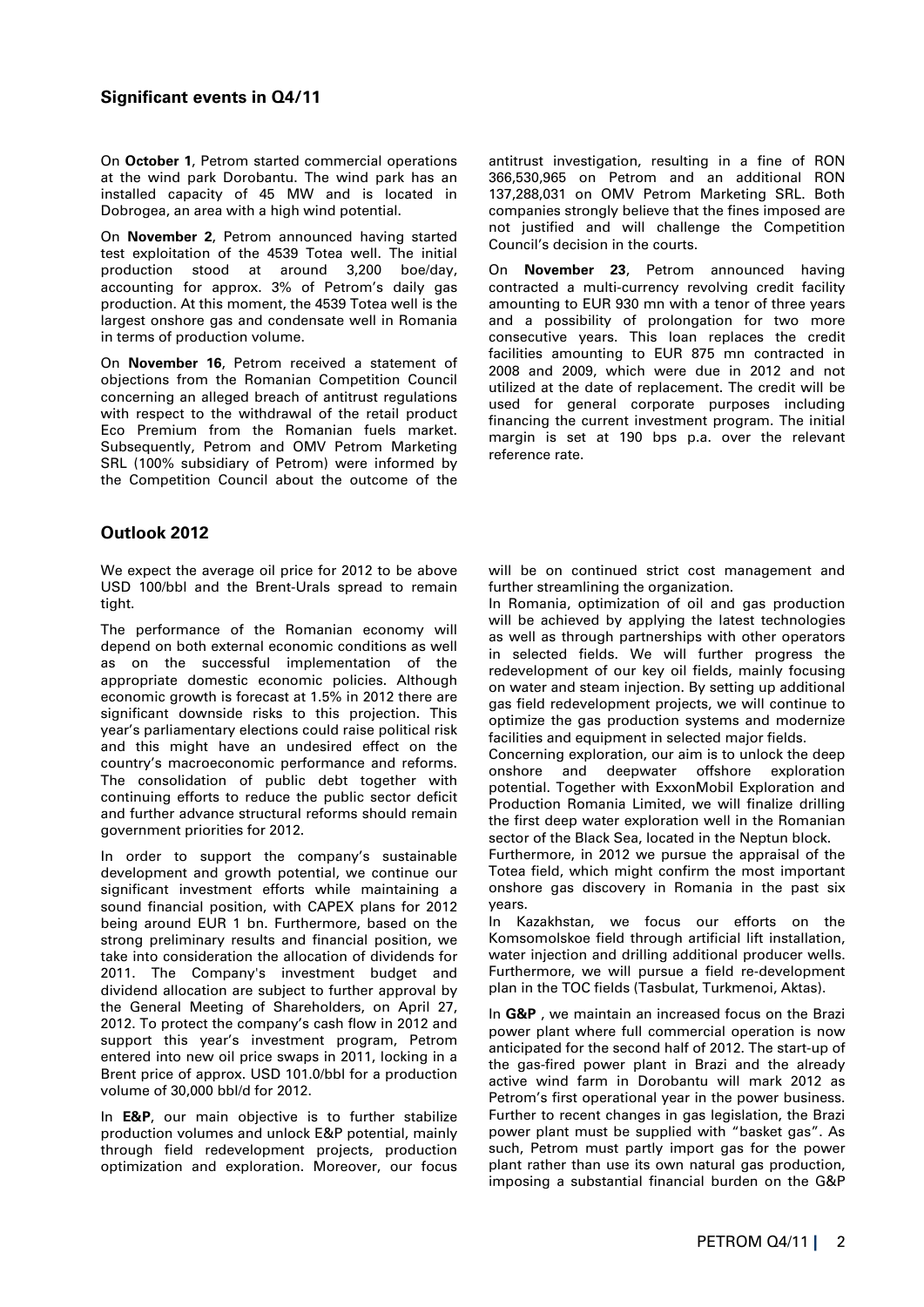## Significant events in Q4/11

On **October 1**, Petrom started commercial operations at the wind park Dorobantu. The wind park has an installed capacity of 45 MW and is located in Dobrogea, an area with a high wind potential.

On **November 2**, Petrom announced having started test exploitation of the 4539 Totea well. The initial production stood at around 3,200 boe/day, accounting for approx. 3% of Petrom's daily gas production. At this moment, the 4539 Totea well is the largest onshore gas and condensate well in Romania in terms of production volume.

On **November 16**, Petrom received a statement of objections from the Romanian Competition Council concerning an alleged breach of antitrust regulations with respect to the withdrawal of the retail product Eco Premium from the Romanian fuels market. Subsequently, Petrom and OMV Petrom Marketing SRL (100% subsidiary of Petrom) were informed by the Competition Council about the outcome of the antitrust investigation, resulting in a fine of RON 366,530,965 on Petrom and an additional RON 137,288,031 on OMV Petrom Marketing SRL. Both companies strongly believe that the fines imposed are not justified and will challenge the Competition Council's decision in the courts.

On **November 23**, Petrom announced having contracted a multi-currency revolving credit facility amounting to EUR 930 mn with a tenor of three years and a possibility of prolongation for two more consecutive years. This loan replaces the credit facilities amounting to EUR 875 mn contracted in 2008 and 2009, which were due in 2012 and not utilized at the date of replacement. The credit will be used for general corporate purposes including financing the current investment program. The initial margin is set at 190 bps p.a. over the relevant reference rate.

## Outlook 2012

We expect the average oil price for 2012 to be above USD 100/bbl and the Brent-Urals spread to remain tight.

The performance of the Romanian economy will depend on both external economic conditions as well as on the successful implementation of the appropriate domestic economic policies. Although economic growth is forecast at 1.5% in 2012 there are significant downside risks to this projection. This year's parliamentary elections could raise political risk and this might have an undesired effect on the country's macroeconomic performance and reforms. The consolidation of public debt together with continuing efforts to reduce the public sector deficit and further advance structural reforms should remain government priorities for 2012.

In order to support the company's sustainable development and growth potential, we continue our significant investment efforts while maintaining a sound financial position, with CAPEX plans for 2012 being around EUR 1 bn. Furthermore, based on the strong preliminary results and financial position, we take into consideration the allocation of dividends for 2011. The Company's investment budget and dividend allocation are subject to further approval by the General Meeting of Shareholders, on April 27, 2012. To protect the company's cash flow in 2012 and support this year's investment program, Petrom entered into new oil price swaps in 2011, locking in a Brent price of approx. USD 101.0/bbl for a production volume of 30,000 bbl/d for 2012.

In **E&P**, our main objective is to further stabilize production volumes and unlock E&P potential, mainly through field redevelopment projects, production optimization and exploration. Moreover, our focus will be on continued strict cost management and further streamlining the organization.

In Romania, optimization of oil and gas production will be achieved by applying the latest technologies as well as through partnerships with other operators in selected fields. We will further progress the redevelopment of our key oil fields, mainly focusing on water and steam injection. By setting up additional gas field redevelopment projects, we will continue to optimize the gas production systems and modernize facilities and equipment in selected major fields.

Concerning exploration, our aim is to unlock the deep onshore and deepwater offshore exploration potential. Together with ExxonMobil Exploration and Production Romania Limited, we will finalize drilling the first deep water exploration well in the Romanian sector of the Black Sea, located in the Neptun block.

Furthermore, in 2012 we pursue the appraisal of the Totea field, which might confirm the most important onshore gas discovery in Romania in the past six years.

In Kazakhstan, we focus our efforts on the Komsomolskoe field through artificial lift installation, water injection and drilling additional producer wells. Furthermore, we will pursue a field re-development plan in the TOC fields (Tasbulat, Turkmenoi, Aktas).

In **G&P** , we maintain an increased focus on the Brazi power plant where full commercial operation is now anticipated for the second half of 2012. The start-up of the gas-fired power plant in Brazi and the already active wind farm in Dorobantu will mark 2012 as Petrom's first operational year in the power business. Further to recent changes in gas legislation, the Brazi power plant must be supplied with "basket gas". As such, Petrom must partly import gas for the power plant rather than use its own natural gas production, imposing a substantial financial burden on the G&P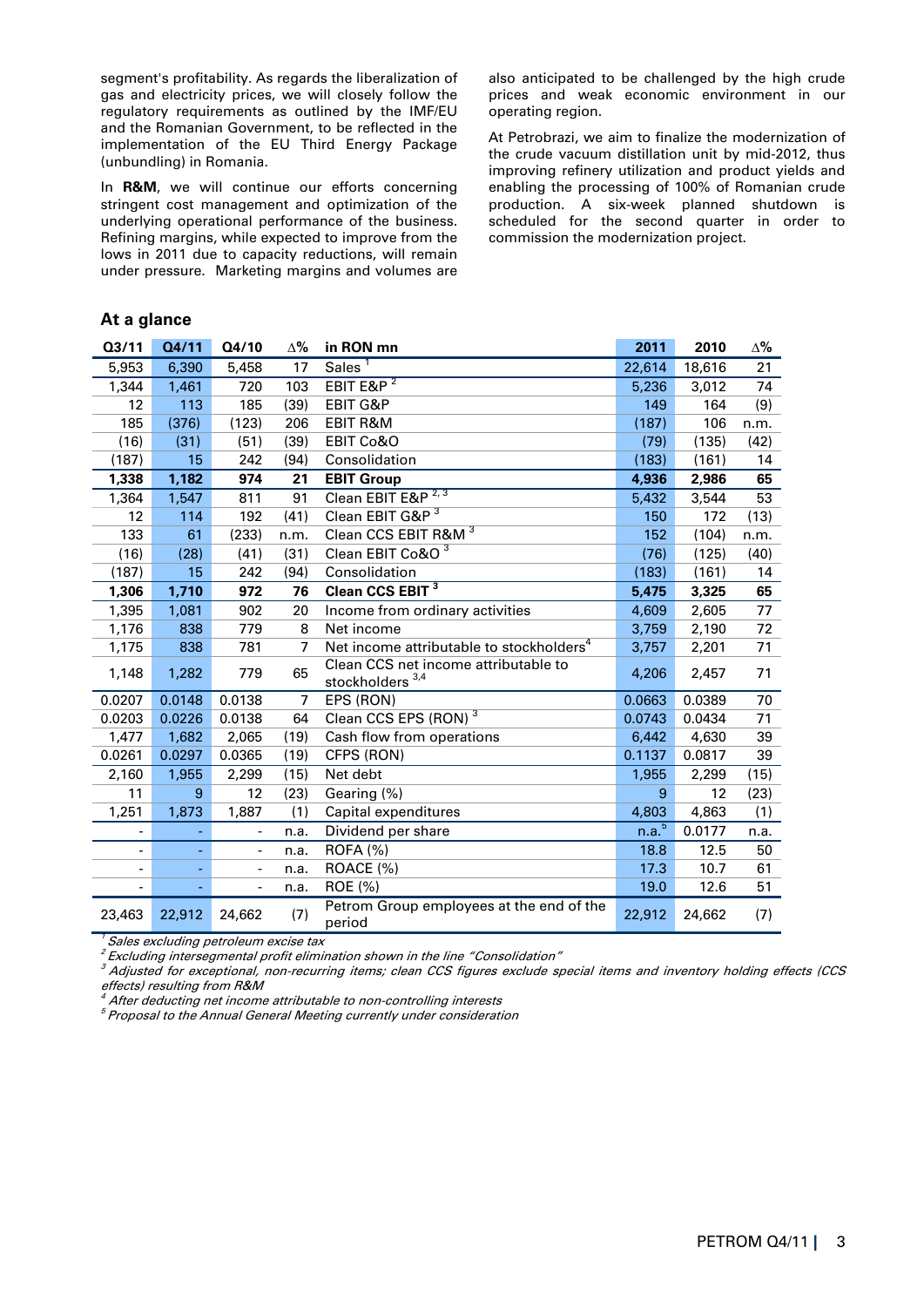segment's profitability. As regards the liberalization of gas and electricity prices, we will closely follow the regulatory requirements as outlined by the IMF/EU and the Romanian Government, to be reflected in the implementation of the EU Third Energy Package (unbundling) in Romania.

In **R&M**, we will continue our efforts concerning stringent cost management and optimization of the underlying operational performance of the business. Refining margins, while expected to improve from the lows in 2011 due to capacity reductions, will remain under pressure. Marketing margins and volumes are also anticipated to be challenged by the high crude prices and weak economic environment in our operating region.

At Petrobrazi, we aim to finalize the modernization of the crude vacuum distillation unit by mid-2012, thus improving refinery utilization and product yields and enabling the processing of 100% of Romanian crude production. A six-week planned shutdown is scheduled for the second quarter in order to commission the modernization project.

## At a glance

| Q3/11 | Q4/11 | Q4/10 | ∆% | in RON mn | 2011 | 2010 | ∆% |
|---|---|---|---|---|---|---|---|
| 5,953 | 6,390 | 5,458 | 17 | Sales [1] | 22,614 | 18,616 | 21 |
| 1,344 | 1,461 | 720 | 103 | EBIT E&P [2] | 5,236 | 3,012 | 74 |
| 12 | 113 | 185 | (39) | EBIT G&P | 149 | 164 | (9) |
| 185 | (376) | (123) | 206 | EBIT R&M | (187) | 106 | n.m. |
| (16) | (31) | (51) | (39) | EBIT Co&O | (79) | (135) | (42) |
| (187) | 15 | 242 | (94) | Consolidation | (183) | (161) | 14 |
| **1,338** | **1,182** | **974** | **21** | **EBIT Group** | **4,936** | **2,986** | **65** |
| 1,364 | 1,547 | 811 | 91 | Clean EBIT E&P [2, 3] | 5,432 | 3,544 | 53 |
| 12 | 114 | 192 | (41) | Clean EBIT G&P [3] | 150 | 172 | (13) |
| 133 | 61 | (233) | n.m. | Clean CCS EBIT R&M [3] | 152 | (104) | n.m. |
| (16) | (28) | (41) | (31) | Clean EBIT Co&O [3] | (76) | (125) | (40) |
| (187) | 15 | 242 | (94) | Consolidation | (183) | (161) | 14 |
| **1,306** | **1,710** | **972** | **76** | **Clean CCS EBIT [3]** | **5,475** | **3,325** | **65** |
| 1,395 | 1,081 | 902 | 20 | Income from ordinary activities | 4,609 | 2,605 | 77 |
| 1,176 | 838 | 779 | 8 | Net income | 3,759 | 2,190 | 72 |
| 1,175 | 838 | 781 | 7 | Net income attributable to stockholders [4] | 3,757 | 2,201 | 71 |
| 1,148 | 1,282 | 779 | 65 | Clean CCS net income attributable to stockholders [3,4] | 4,206 | 2,457 | 71 |
| 0.0207 | 0.0148 | 0.0138 | 7 | EPS (RON) | 0.0663 | 0.0389 | 70 |
| 0.0203 | 0.0226 | 0.0138 | 64 | Clean CCS EPS (RON) [3] | 0.0743 | 0.0434 | 71 |
| 1,477 | 1,682 | 2,065 | (19) | Cash flow from operations | 6,442 | 4,630 | 39 |
| 0.0261 | 0.0297 | 0.0365 | (19) | CFPS (RON) | 0.1137 | 0.0817 | 39 |
| 2,160 | 1,955 | 2,299 | (15) | Net debt | 1,955 | 2,299 | (15) |
| 11 | 9 | 12 | (23) | Gearing (%) | 9 | 12 | (23) |
| 1,251 | 1,873 | 1,887 | (1) | Capital expenditures | 4,803 | 4,863 | (1) |
| - | - | - | n.a. | Dividend per share | n.a.[5] | 0.0177 | n.a. |
| - | - | - | n.a. | ROFA (%) | 18.8 | 12.5 | 50 |
| - | - | - | n.a. | ROACE (%) | 17.3 | 10.7 | 61 |
| - | - | - | n.a. | ROE (%) | 19.0 | 12.6 | 51 |
| 23,463 | 22,912 | 24,662 | (7) | Petrom Group employees at the end of the period | 22,912 | 24,662 | (7) |

*[1] Sales excluding petroleum excise tax*
*[2] Excluding intersegmental profit elimination shown in the line "Consolidation"*
*[3] Adjusted for exceptional, non-recurring items; clean CCS figures exclude special items and inventory holding effects (CCS effects) resulting from R&M*
*[4] After deducting net income attributable to non-controlling interests*
*[5] Proposal to the Annual General Meeting currently under consideration*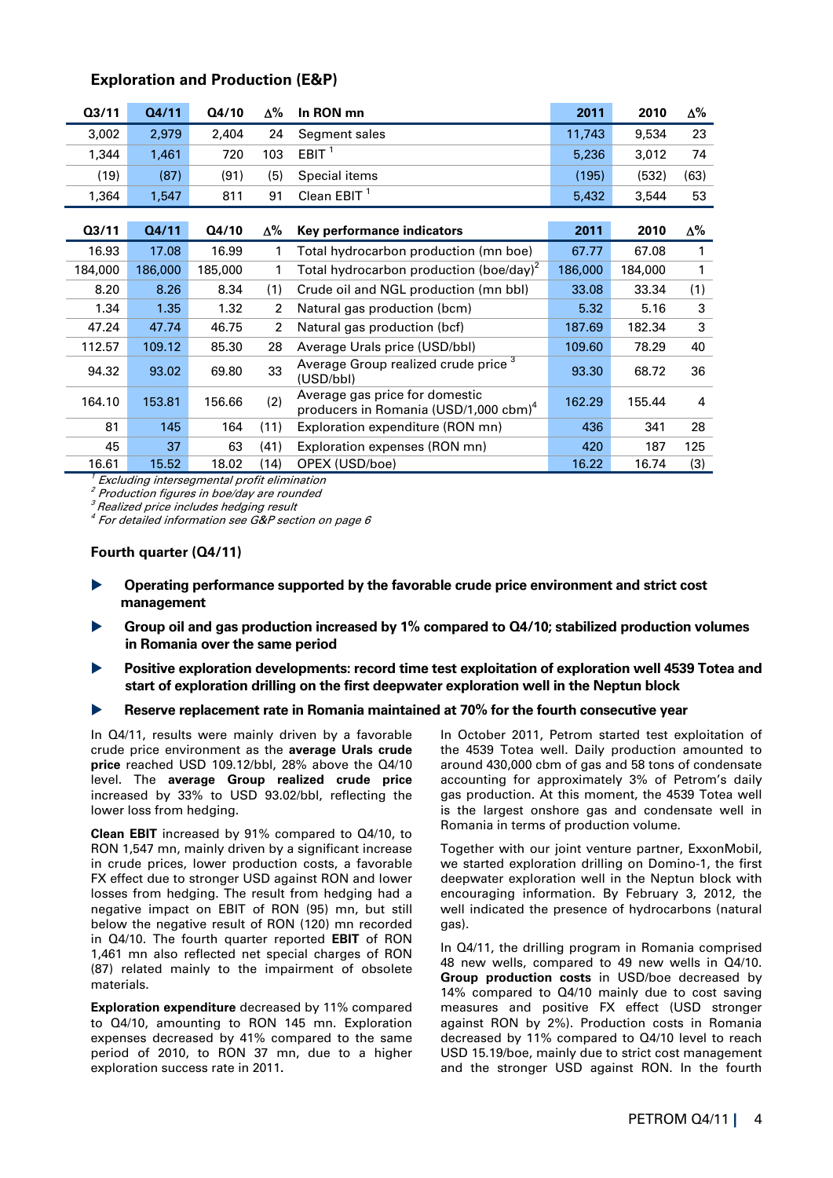## Exploration and Production (E&P)

| Q3/11 | Q4/11 | Q4/10 | Δ% | In RON mn | 2011 | 2010 | Δ% |
|---|---|---|---|---|---|---|---|
| 3,002 | 2,979 | 2,404 | 24 | Segment sales | 11,743 | 9,534 | 23 |
| 1,344 | 1,461 | 720 | 103 | EBIT [1] | 5,236 | 3,012 | 74 |
| (19) | (87) | (91) | (5) | Special items | (195) | (532) | (63) |
| 1,364 | 1,547 | 811 | 91 | Clean EBIT [1] | 5,432 | 3,544 | 53 |

| Q3/11 | Q4/11 | Q4/10 | Δ% | Key performance indicators | 2011 | 2010 | Δ% |
|---|---|---|---|---|---|---|---|
| 16.93 | 17.08 | 16.99 | 1 | Total hydrocarbon production (mn boe) | 67.77 | 67.08 | 1 |
| 184,000 | 186,000 | 185,000 | 1 | Total hydrocarbon production (boe/day)[2] | 186,000 | 184,000 | 1 |
| 8.20 | 8.26 | 8.34 | (1) | Crude oil and NGL production (mn bbl) | 33.08 | 33.34 | (1) |
| 1.34 | 1.35 | 1.32 | 2 | Natural gas production (bcm) | 5.32 | 5.16 | 3 |
| 47.24 | 47.74 | 46.75 | 2 | Natural gas production (bcf) | 187.69 | 182.34 | 3 |
| 112.57 | 109.12 | 85.30 | 28 | Average Urals price (USD/bbl) | 109.60 | 78.29 | 40 |
| 94.32 | 93.02 | 69.80 | 33 | Average Group realized crude price [3] (USD/bbl) | 93.30 | 68.72 | 36 |
| 164.10 | 153.81 | 156.66 | (2) | Average gas price for domestic producers in Romania (USD/1,000 cbm)[4] | 162.29 | 155.44 | 4 |
| 81 | 145 | 164 | (11) | Exploration expenditure (RON mn) | 436 | 341 | 28 |
| 45 | 37 | 63 | (41) | Exploration expenses (RON mn) | 420 | 187 | 125 |
| 16.61 | 15.52 | 18.02 | (14) | OPEX (USD/boe) | 16.22 | 16.74 | (3) |

[1] *Excluding intersegmental profit elimination*
[2] *Production figures in boe/day are rounded*
[3] *Realized price includes hedging result*
[4] *For detailed information see G&P section on page 6*

### Fourth quarter (Q4/11)

- **Operating performance supported by the favorable crude price environment and strict cost management**
- **Group oil and gas production increased by 1% compared to Q4/10; stabilized production volumes in Romania over the same period**
- **Positive exploration developments: record time test exploitation of exploration well 4539 Totea and start of exploration drilling on the first deepwater exploration well in the Neptun block**
- **Reserve replacement rate in Romania maintained at 70% for the fourth consecutive year**

In Q4/11, results were mainly driven by a favorable crude price environment as the **average Urals crude price** reached USD 109.12/bbl, 28% above the Q4/10 level. The **average Group realized crude price** increased by 33% to USD 93.02/bbl, reflecting the lower loss from hedging.

**Clean EBIT** increased by 91% compared to Q4/10, to RON 1,547 mn, mainly driven by a significant increase in crude prices, lower production costs, a favorable FX effect due to stronger USD against RON and lower losses from hedging. The result from hedging had a negative impact on EBIT of RON (95) mn, but still below the negative result of RON (120) mn recorded in Q4/10. The fourth quarter reported **EBIT** of RON 1,461 mn also reflected net special charges of RON (87) related mainly to the impairment of obsolete materials.

**Exploration expenditure** decreased by 11% compared to Q4/10, amounting to RON 145 mn. Exploration expenses decreased by 41% compared to the same period of 2010, to RON 37 mn, due to a higher exploration success rate in 2011.

In October 2011, Petrom started test exploitation of the 4539 Totea well. Daily production amounted to around 430,000 cbm of gas and 58 tons of condensate accounting for approximately 3% of Petrom's daily gas production. At this moment, the 4539 Totea well is the largest onshore gas and condensate well in Romania in terms of production volume.

Together with our joint venture partner, ExxonMobil, we started exploration drilling on Domino-1, the first deepwater exploration well in the Neptun block with encouraging information. By February 3, 2012, the well indicated the presence of hydrocarbons (natural gas).

In Q4/11, the drilling program in Romania comprised 48 new wells, compared to 49 new wells in Q4/10. **Group production costs** in USD/boe decreased by 14% compared to Q4/10 mainly due to cost saving measures and positive FX effect (USD stronger against RON by 2%). Production costs in Romania decreased by 11% compared to Q4/10 level to reach USD 15.19/boe, mainly due to strict cost management and the stronger USD against RON. In the fourth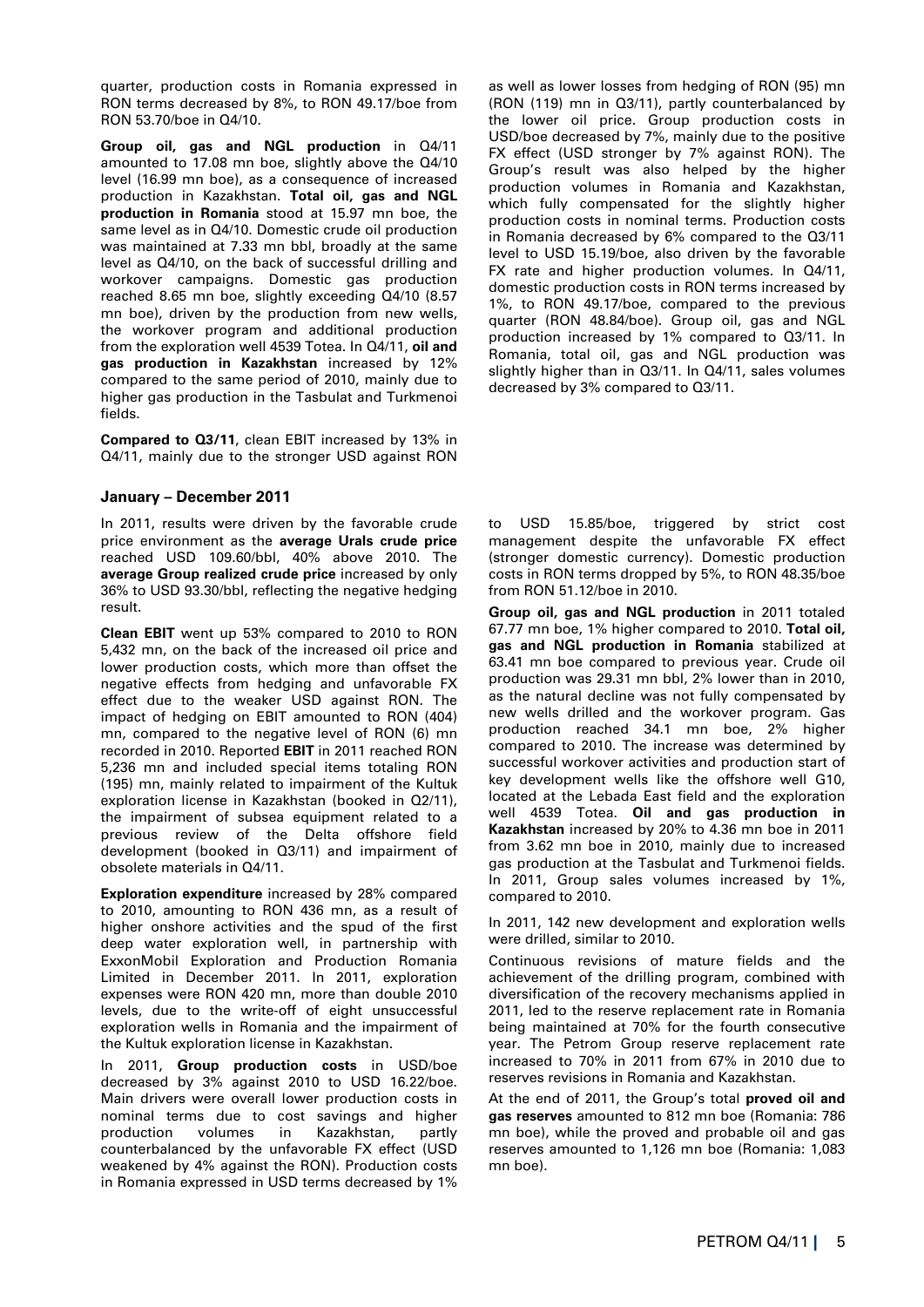quarter, production costs in Romania expressed in RON terms decreased by 8%, to RON 49.17/boe from RON 53.70/boe in Q4/10.

**Group oil, gas and NGL production** in Q4/11 amounted to 17.08 mn boe, slightly above the Q4/10 level (16.99 mn boe), as a consequence of increased production in Kazakhstan. **Total oil, gas and NGL production in Romania** stood at 15.97 mn boe, the same level as in Q4/10. Domestic crude oil production was maintained at 7.33 mn bbl, broadly at the same level as Q4/10, on the back of successful drilling and workover campaigns. Domestic gas production reached 8.65 mn boe, slightly exceeding Q4/10 (8.57 mn boe), driven by the production from new wells, the workover program and additional production from the exploration well 4539 Totea. In Q4/11, **oil and gas production in Kazakhstan** increased by 12% compared to the same period of 2010, mainly due to higher gas production in the Tasbulat and Turkmenoi fields.

**Compared to Q3/11**, clean EBIT increased by 13% in Q4/11, mainly due to the stronger USD against RON as well as lower losses from hedging of RON (95) mn (RON (119) mn in Q3/11), partly counterbalanced by the lower oil price. Group production costs in USD/boe decreased by 7%, mainly due to the positive FX effect (USD stronger by 7% against RON). The Group's result was also helped by the higher production volumes in Romania and Kazakhstan, which fully compensated for the slightly higher production costs in nominal terms. Production costs in Romania decreased by 6% compared to the Q3/11 level to USD 15.19/boe, also driven by the favorable FX rate and higher production volumes. In Q4/11, domestic production costs in RON terms increased by 1%, to RON 49.17/boe, compared to the previous quarter (RON 48.84/boe). Group oil, gas and NGL production increased by 1% compared to Q3/11. In Romania, total oil, gas and NGL production was slightly higher than in Q3/11. In Q4/11, sales volumes decreased by 3% compared to Q3/11.

### January – December 2011

In 2011, results were driven by the favorable crude price environment as the **average Urals crude price** reached USD 109.60/bbl, 40% above 2010. The **average Group realized crude price** increased by only 36% to USD 93.30/bbl, reflecting the negative hedging result.

**Clean EBIT** went up 53% compared to 2010 to RON 5,432 mn, on the back of the increased oil price and lower production costs, which more than offset the negative effects from hedging and unfavorable FX effect due to the weaker USD against RON. The impact of hedging on EBIT amounted to RON (404) mn, compared to the negative level of RON (6) mn recorded in 2010. Reported **EBIT** in 2011 reached RON 5,236 mn and included special items totaling RON (195) mn, mainly related to impairment of the Kultuk exploration license in Kazakhstan (booked in Q2/11), the impairment of subsea equipment related to a previous review of the Delta offshore field development (booked in Q3/11) and impairment of obsolete materials in Q4/11.

**Exploration expenditure** increased by 28% compared to 2010, amounting to RON 436 mn, as a result of higher onshore activities and the spud of the first deep water exploration well, in partnership with ExxonMobil Exploration and Production Romania Limited in December 2011. In 2011, exploration expenses were RON 420 mn, more than double 2010 levels, due to the write-off of eight unsuccessful exploration wells in Romania and the impairment of the Kultuk exploration license in Kazakhstan.

In 2011, **Group production costs** in USD/boe decreased by 3% against 2010 to USD 16.22/boe. Main drivers were overall lower production costs in nominal terms due to cost savings and higher production volumes in Kazakhstan, partly counterbalanced by the unfavorable FX effect (USD weakened by 4% against the RON). Production costs in Romania expressed in USD terms decreased by 1% to USD 15.85/boe, triggered by strict cost management despite the unfavorable FX effect (stronger domestic currency). Domestic production costs in RON terms dropped by 5%, to RON 48.35/boe from RON 51.12/boe in 2010.

**Group oil, gas and NGL production** in 2011 totaled 67.77 mn boe, 1% higher compared to 2010. **Total oil, gas and NGL production in Romania** stabilized at 63.41 mn boe compared to previous year. Crude oil production was 29.31 mn bbl, 2% lower than in 2010, as the natural decline was not fully compensated by new wells drilled and the workover program. Gas production reached 34.1 mn boe, 2% higher compared to 2010. The increase was determined by successful workover activities and production start of key development wells like the offshore well G10, located at the Lebada East field and the exploration well 4539 Totea. **Oil and gas production in Kazakhstan** increased by 20% to 4.36 mn boe in 2011 from 3.62 mn boe in 2010, mainly due to increased gas production at the Tasbulat and Turkmenoi fields. In 2011, Group sales volumes increased by 1%, compared to 2010.

In 2011, 142 new development and exploration wells were drilled, similar to 2010.

Continuous revisions of mature fields and the achievement of the drilling program, combined with diversification of the recovery mechanisms applied in 2011, led to the reserve replacement rate in Romania being maintained at 70% for the fourth consecutive year. The Petrom Group reserve replacement rate increased to 70% in 2011 from 67% in 2010 due to reserves revisions in Romania and Kazakhstan.

At the end of 2011, the Group's total **proved oil and gas reserves** amounted to 812 mn boe (Romania: 786 mn boe), while the proved and probable oil and gas reserves amounted to 1,126 mn boe (Romania: 1,083 mn boe).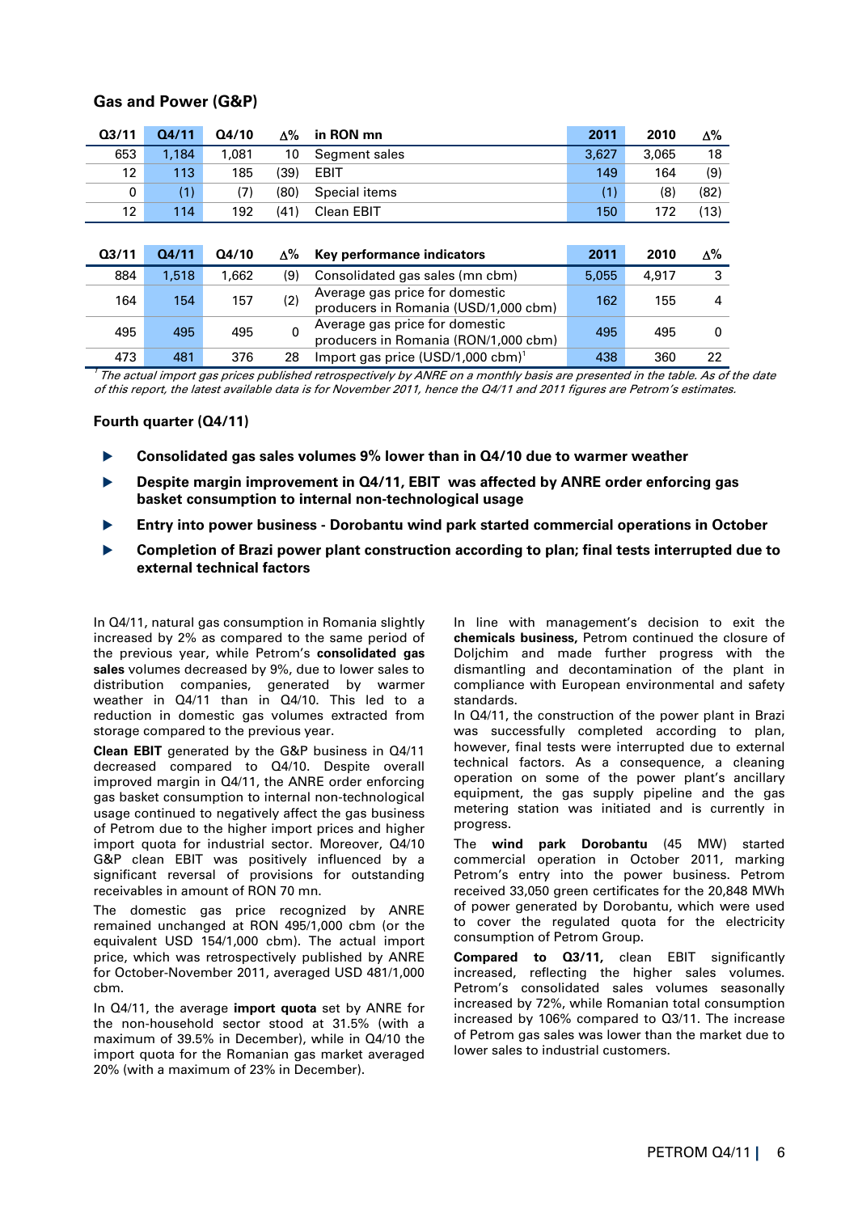## Gas and Power (G&P)

| Q3/11 | Q4/11 | Q4/10 | Δ% | in RON mn | 2011 | 2010 | Δ% |
|---|---|---|---|---|---|---|---|
| 653 | 1,184 | 1,081 | 10 | Segment sales | 3,627 | 3,065 | 18 |
| 12 | 113 | 185 | (39) | EBIT | 149 | 164 | (9) |
| 0 | (1) | (7) | (80) | Special items | (1) | (8) | (82) |
| 12 | 114 | 192 | (41) | Clean EBIT | 150 | 172 | (13) |

| Q3/11 | Q4/11 | Q4/10 | Δ% | Key performance indicators | 2011 | 2010 | Δ% |
|---|---|---|---|---|---|---|---|
| 884 | 1,518 | 1,662 | (9) | Consolidated gas sales (mn cbm) | 5,055 | 4,917 | 3 |
| 164 | 154 | 157 | (2) | Average gas price for domestic producers in Romania (USD/1,000 cbm) | 162 | 155 | 4 |
| 495 | 495 | 495 | 0 | Average gas price for domestic producers in Romania (RON/1,000 cbm) | 495 | 495 | 0 |
| 473 | 481 | 376 | 28 | Import gas price (USD/1,000 cbm)[1] | 438 | 360 | 22 |

*[1] The actual import gas prices published retrospectively by ANRE on a monthly basis are presented in the table. As of the date of this report, the latest available data is for November 2011, hence the Q4/11 and 2011 figures are Petrom's estimates.*

### Fourth quarter (Q4/11)

- **Consolidated gas sales volumes 9% lower than in Q4/10 due to warmer weather**
- **Despite margin improvement in Q4/11, EBIT was affected by ANRE order enforcing gas basket consumption to internal non-technological usage**
- **Entry into power business - Dorobantu wind park started commercial operations in October**
- **Completion of Brazi power plant construction according to plan; final tests interrupted due to external technical factors**

In Q4/11, natural gas consumption in Romania slightly increased by 2% as compared to the same period of the previous year, while Petrom's **consolidated gas sales** volumes decreased by 9%, due to lower sales to distribution companies, generated by warmer weather in Q4/11 than in Q4/10. This led to a reduction in domestic gas volumes extracted from storage compared to the previous year.

**Clean EBIT** generated by the G&P business in Q4/11 decreased compared to Q4/10. Despite overall improved margin in Q4/11, the ANRE order enforcing gas basket consumption to internal non-technological usage continued to negatively affect the gas business of Petrom due to the higher import prices and higher import quota for industrial sector. Moreover, Q4/10 G&P clean EBIT was positively influenced by a significant reversal of provisions for outstanding receivables in amount of RON 70 mn.

The domestic gas price recognized by ANRE remained unchanged at RON 495/1,000 cbm (or the equivalent USD 154/1,000 cbm). The actual import price, which was retrospectively published by ANRE for October-November 2011, averaged USD 481/1,000 cbm.

In Q4/11, the average **import quota** set by ANRE for the non-household sector stood at 31.5% (with a maximum of 39.5% in December), while in Q4/10 the import quota for the Romanian gas market averaged 20% (with a maximum of 23% in December).

In line with management's decision to exit the **chemicals business,** Petrom continued the closure of Doljchim and made further progress with the dismantling and decontamination of the plant in compliance with European environmental and safety standards.

In Q4/11, the construction of the power plant in Brazi was successfully completed according to plan, however, final tests were interrupted due to external technical factors. As a consequence, a cleaning operation on some of the power plant's ancillary equipment, the gas supply pipeline and the gas metering station was initiated and is currently in progress.

The **wind park Dorobantu** (45 MW) started commercial operation in October 2011, marking Petrom's entry into the power business. Petrom received 33,050 green certificates for the 20,848 MWh of power generated by Dorobantu, which were used to cover the regulated quota for the electricity consumption of Petrom Group.

**Compared to Q3/11,** clean EBIT significantly increased, reflecting the higher sales volumes. Petrom's consolidated sales volumes seasonally increased by 72%, while Romanian total consumption increased by 106% compared to Q3/11. The increase of Petrom gas sales was lower than the market due to lower sales to industrial customers.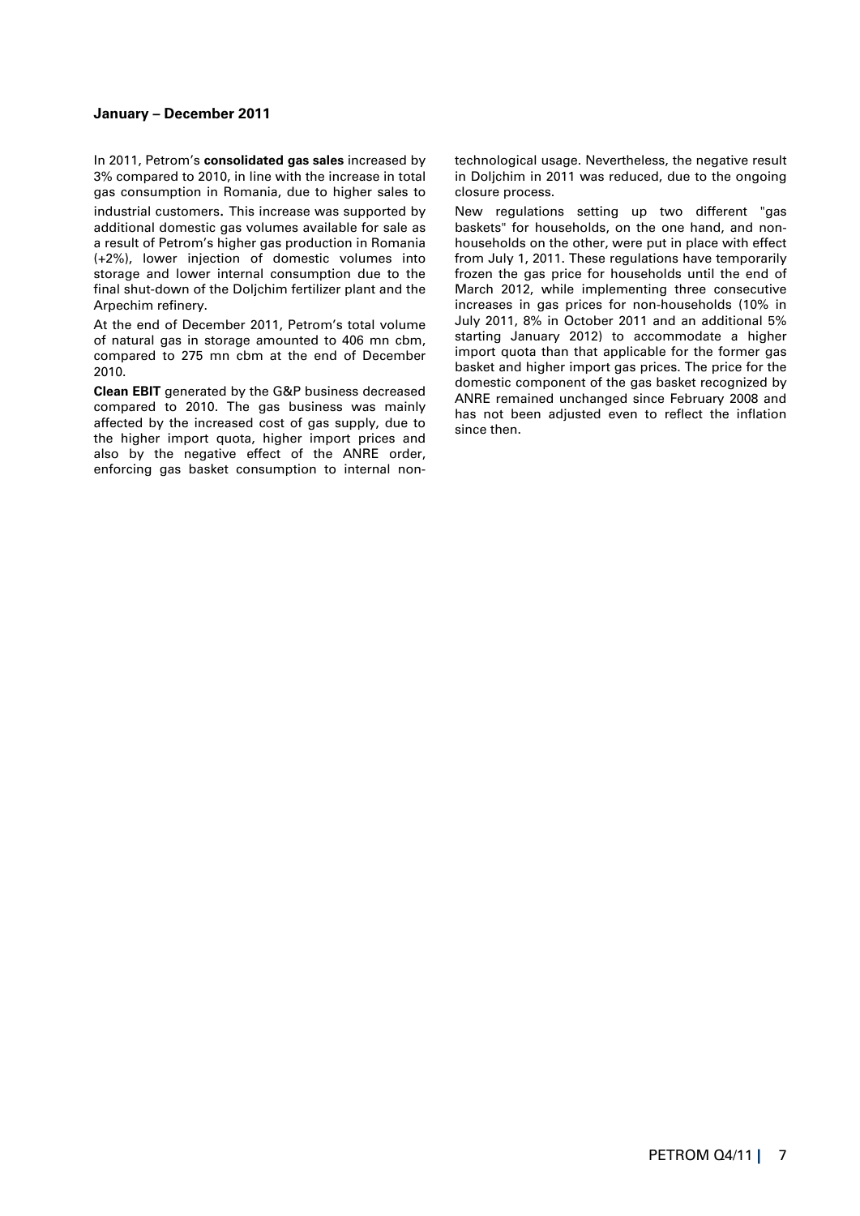**January – December 2011**

In 2011, Petrom's **consolidated gas sales** increased by 3% compared to 2010, in line with the increase in total gas consumption in Romania, due to higher sales to industrial customers. This increase was supported by additional domestic gas volumes available for sale as a result of Petrom's higher gas production in Romania (+2%), lower injection of domestic volumes into storage and lower internal consumption due to the final shut-down of the Doljchim fertilizer plant and the Arpechim refinery.

At the end of December 2011, Petrom's total volume of natural gas in storage amounted to 406 mn cbm, compared to 275 mn cbm at the end of December 2010.

**Clean EBIT** generated by the G&P business decreased compared to 2010. The gas business was mainly affected by the increased cost of gas supply, due to the higher import quota, higher import prices and also by the negative effect of the ANRE order, enforcing gas basket consumption to internal non-technological usage. Nevertheless, the negative result in Doljchim in 2011 was reduced, due to the ongoing closure process.

New regulations setting up two different "gas baskets" for households, on the one hand, and non-households on the other, were put in place with effect from July 1, 2011. These regulations have temporarily frozen the gas price for households until the end of March 2012, while implementing three consecutive increases in gas prices for non-households (10% in July 2011, 8% in October 2011 and an additional 5% starting January 2012) to accommodate a higher import quota than that applicable for the former gas basket and higher import gas prices. The price for the domestic component of the gas basket recognized by ANRE remained unchanged since February 2008 and has not been adjusted even to reflect the inflation since then.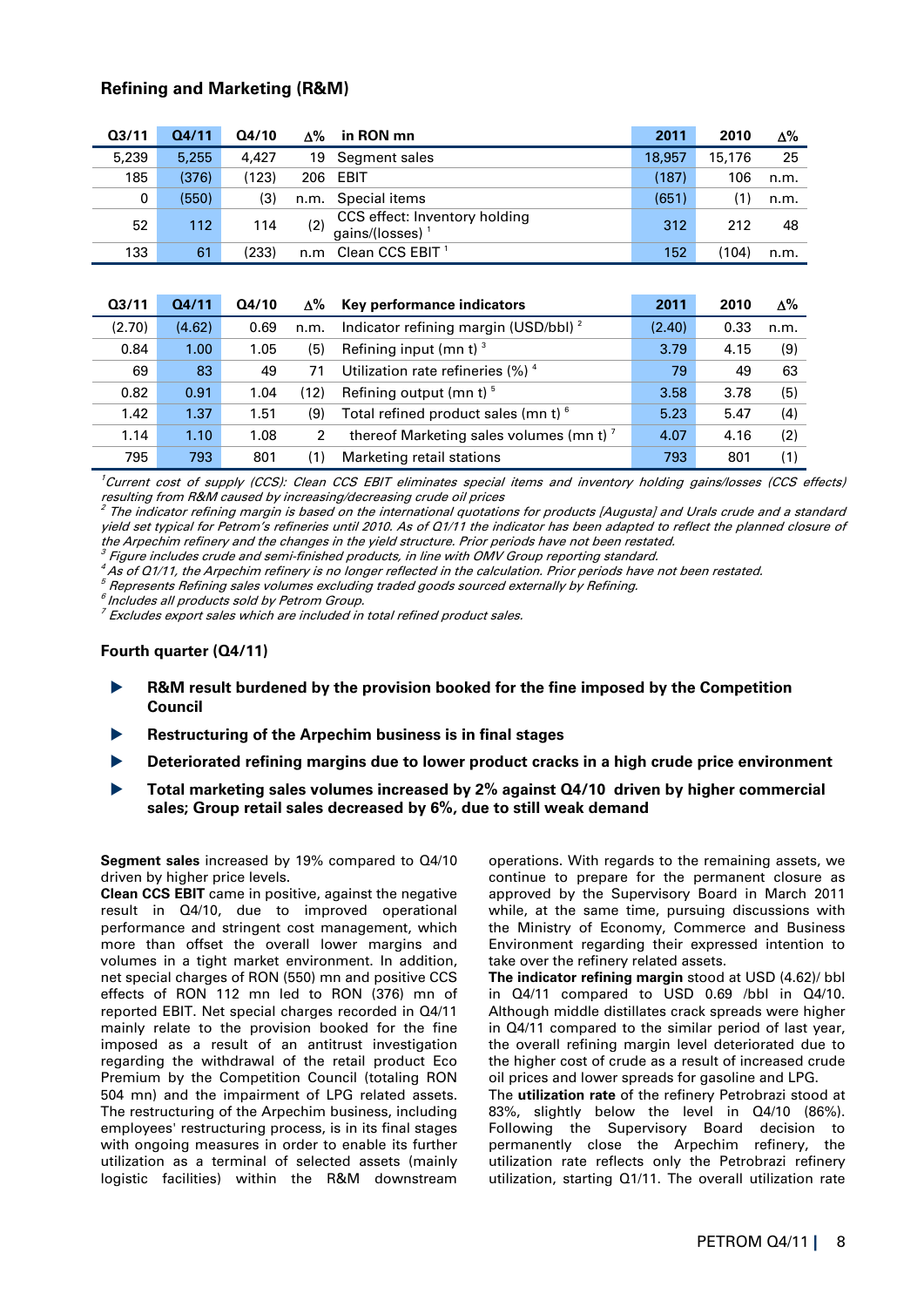## Refining and Marketing (R&M)

| Q3/11 | Q4/11 | Q4/10 | Δ% | in RON mn | 2011 | 2010 | Δ% |
|---|---|---|---|---|---|---|---|
| 5,239 | 5,255 | 4,427 | 19 | Segment sales | 18,957 | 15,176 | 25 |
| 185 | (376) | (123) | 206 | EBIT | (187) | 106 | n.m. |
| 0 | (550) | (3) | n.m. | Special items | (651) | (1) | n.m. |
| 52 | 112 | 114 | (2) | CCS effect: Inventory holding gains/(losses) [1] | 312 | 212 | 48 |
| 133 | 61 | (233) | n.m | Clean CCS EBIT [1] | 152 | (104) | n.m. |

| Q3/11 | Q4/11 | Q4/10 | Δ% | Key performance indicators | 2011 | 2010 | Δ% |
|---|---|---|---|---|---|---|---|
| (2.70) | (4.62) | 0.69 | n.m. | Indicator refining margin (USD/bbl) [2] | (2.40) | 0.33 | n.m. |
| 0.84 | 1.00 | 1.05 | (5) | Refining input (mn t) [3] | 3.79 | 4.15 | (9) |
| 69 | 83 | 49 | 71 | Utilization rate refineries (%) [4] | 79 | 49 | 63 |
| 0.82 | 0.91 | 1.04 | (12) | Refining output (mn t) [5] | 3.58 | 3.78 | (5) |
| 1.42 | 1.37 | 1.51 | (9) | Total refined product sales (mn t) [6] | 5.23 | 5.47 | (4) |
| 1.14 | 1.10 | 1.08 | 2 | thereof Marketing sales volumes (mn t) [7] | 4.07 | 4.16 | (2) |
| 795 | 793 | 801 | (1) | Marketing retail stations | 793 | 801 | (1) |

*[1] Current cost of supply (CCS): Clean CCS EBIT eliminates special items and inventory holding gains/losses (CCS effects) resulting from R&M caused by increasing/decreasing crude oil prices*
*[2] The indicator refining margin is based on the international quotations for products [Augusta] and Urals crude and a standard yield set typical for Petrom's refineries until 2010. As of Q1/11 the indicator has been adapted to reflect the planned closure of the Arpechim refinery and the changes in the yield structure. Prior periods have not been restated.*
*[3] Figure includes crude and semi-finished products, in line with OMV Group reporting standard.*
*[4] As of Q1/11, the Arpechim refinery is no longer reflected in the calculation. Prior periods have not been restated.*
*[5] Represents Refining sales volumes excluding traded goods sourced externally by Refining.*
*[6] Includes all products sold by Petrom Group.*
*[7] Excludes export sales which are included in total refined product sales.*

### Fourth quarter (Q4/11)

- **R&M result burdened by the provision booked for the fine imposed by the Competition Council**
- **Restructuring of the Arpechim business is in final stages**
- **Deteriorated refining margins due to lower product cracks in a high crude price environment**
- **Total marketing sales volumes increased by 2% against Q4/10 driven by higher commercial sales; Group retail sales decreased by 6%, due to still weak demand**

**Segment sales** increased by 19% compared to Q4/10 driven by higher price levels.

**Clean CCS EBIT** came in positive, against the negative result in Q4/10, due to improved operational performance and stringent cost management, which more than offset the overall lower margins and volumes in a tight market environment. In addition, net special charges of RON (550) mn and positive CCS effects of RON 112 mn led to RON (376) mn of reported EBIT. Net special charges recorded in Q4/11 mainly relate to the provision booked for the fine imposed as a result of an antitrust investigation regarding the withdrawal of the retail product Eco Premium by the Competition Council (totaling RON 504 mn) and the impairment of LPG related assets. The restructuring of the Arpechim business, including employees' restructuring process, is in its final stages with ongoing measures in order to enable its further utilization as a terminal of selected assets (mainly logistic facilities) within the R&M downstream operations. With regards to the remaining assets, we continue to prepare for the permanent closure as approved by the Supervisory Board in March 2011 while, at the same time, pursuing discussions with the Ministry of Economy, Commerce and Business Environment regarding their expressed intention to take over the refinery related assets.

**The indicator refining margin** stood at USD (4.62)/ bbl in Q4/11 compared to USD 0.69 /bbl in Q4/10. Although middle distillates crack spreads were higher in Q4/11 compared to the similar period of last year, the overall refining margin level deteriorated due to the higher cost of crude as a result of increased crude oil prices and lower spreads for gasoline and LPG.

The **utilization rate** of the refinery Petrobrazi stood at 83%, slightly below the level in Q4/10 (86%). Following the Supervisory Board decision to permanently close the Arpechim refinery, the utilization rate reflects only the Petrobrazi refinery utilization, starting Q1/11. The overall utilization rate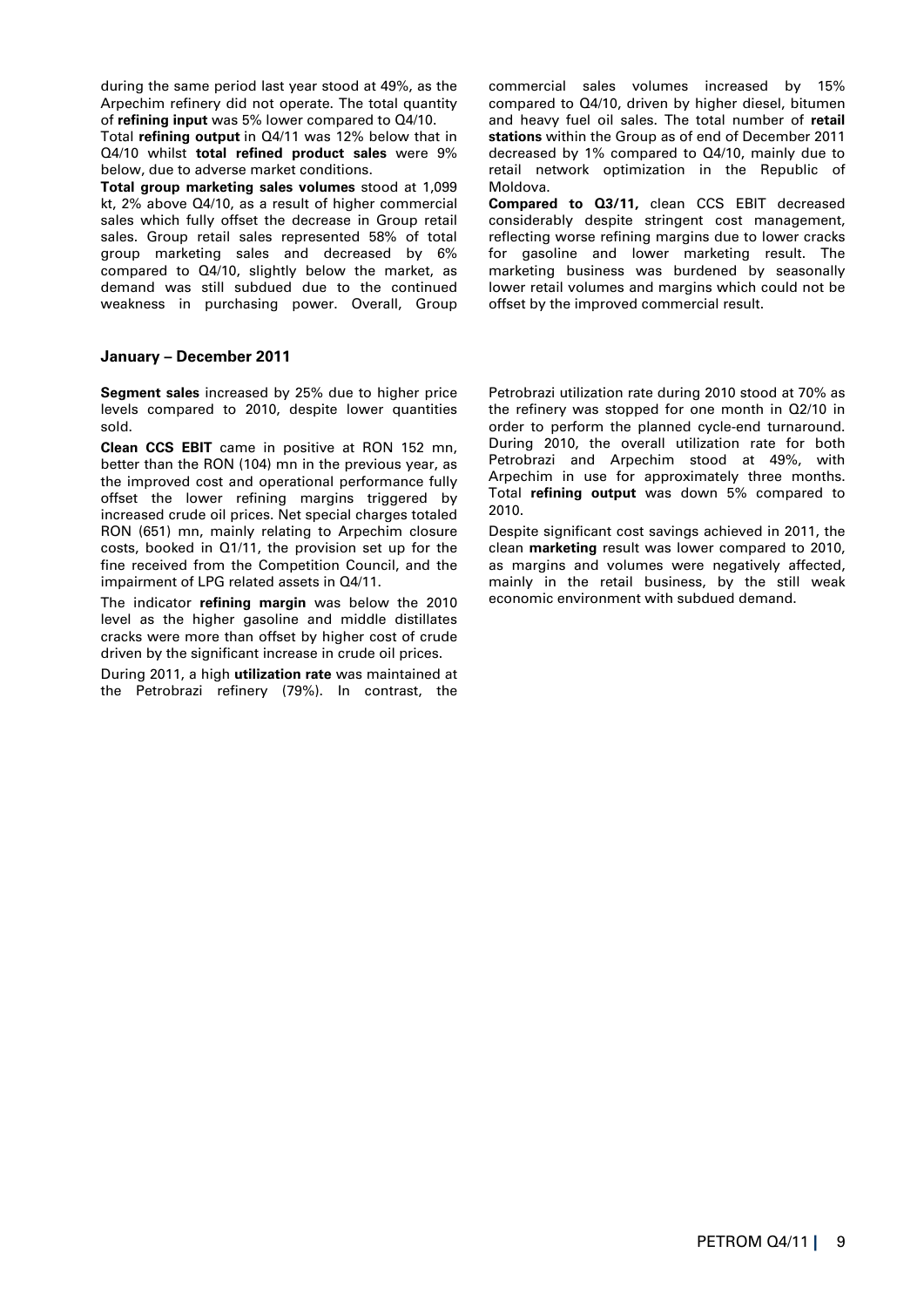during the same period last year stood at 49%, as the Arpechim refinery did not operate. The total quantity of **refining input** was 5% lower compared to Q4/10.

Total **refining output** in Q4/11 was 12% below that in Q4/10 whilst **total refined product sales** were 9% below, due to adverse market conditions.

**Total group marketing sales volumes** stood at 1,099 kt, 2% above Q4/10, as a result of higher commercial sales which fully offset the decrease in Group retail sales. Group retail sales represented 58% of total group marketing sales and decreased by 6% compared to Q4/10, slightly below the market, as demand was still subdued due to the continued weakness in purchasing power. Overall, Group commercial sales volumes increased by 15% compared to Q4/10, driven by higher diesel, bitumen and heavy fuel oil sales. The total number of **retail stations** within the Group as of end of December 2011 decreased by 1% compared to Q4/10, mainly due to retail network optimization in the Republic of Moldova.

**Compared to Q3/11,** clean CCS EBIT decreased considerably despite stringent cost management, reflecting worse refining margins due to lower cracks for gasoline and lower marketing result. The marketing business was burdened by seasonally lower retail volumes and margins which could not be offset by the improved commercial result.

## January – December 2011

**Segment sales** increased by 25% due to higher price levels compared to 2010, despite lower quantities sold.

**Clean CCS EBIT** came in positive at RON 152 mn, better than the RON (104) mn in the previous year, as the improved cost and operational performance fully offset the lower refining margins triggered by increased crude oil prices. Net special charges totaled RON (651) mn, mainly relating to Arpechim closure costs, booked in Q1/11, the provision set up for the fine received from the Competition Council, and the impairment of LPG related assets in Q4/11.

The indicator **refining margin** was below the 2010 level as the higher gasoline and middle distillates cracks were more than offset by higher cost of crude driven by the significant increase in crude oil prices.

During 2011, a high **utilization rate** was maintained at the Petrobrazi refinery (79%). In contrast, the Petrobrazi utilization rate during 2010 stood at 70% as the refinery was stopped for one month in Q2/10 in order to perform the planned cycle-end turnaround. During 2010, the overall utilization rate for both Petrobrazi and Arpechim stood at 49%, with Arpechim in use for approximately three months. Total **refining output** was down 5% compared to 2010.

Despite significant cost savings achieved in 2011, the clean **marketing** result was lower compared to 2010, as margins and volumes were negatively affected, mainly in the retail business, by the still weak economic environment with subdued demand.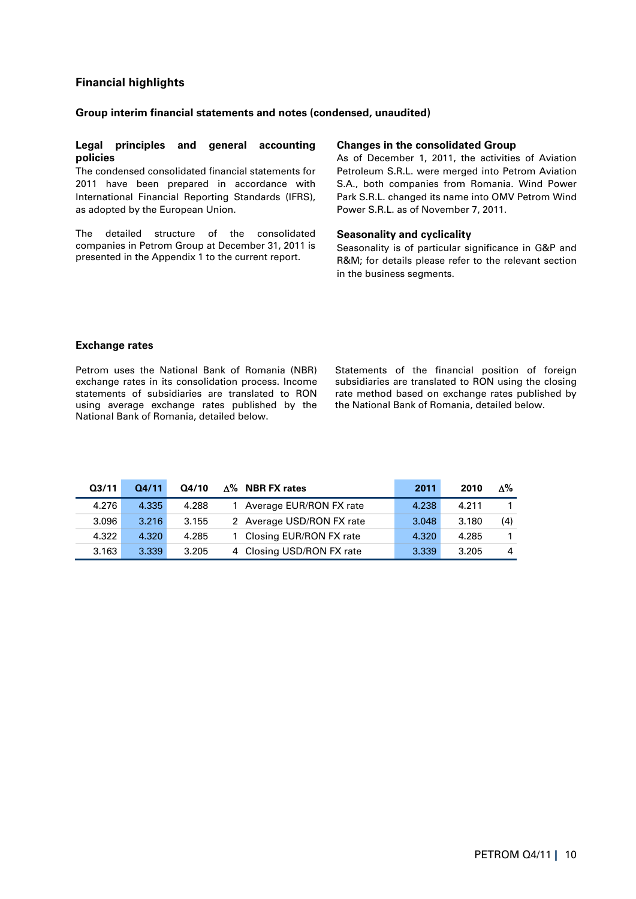## Financial highlights

### Group interim financial statements and notes (condensed, unaudited)

#### Legal principles and general accounting policies

The condensed consolidated financial statements for 2011 have been prepared in accordance with International Financial Reporting Standards (IFRS), as adopted by the European Union.

The detailed structure of the consolidated companies in Petrom Group at December 31, 2011 is presented in the Appendix 1 to the current report.

#### Changes in the consolidated Group

As of December 1, 2011, the activities of Aviation Petroleum S.R.L. were merged into Petrom Aviation S.A., both companies from Romania. Wind Power Park S.R.L. changed its name into OMV Petrom Wind Power S.R.L. as of November 7, 2011.

#### Seasonality and cyclicality

Seasonality is of particular significance in G&P and R&M; for details please refer to the relevant section in the business segments.

### Exchange rates

Petrom uses the National Bank of Romania (NBR) exchange rates in its consolidation process. Income statements of subsidiaries are translated to RON using average exchange rates published by the National Bank of Romania, detailed below.

Statements of the financial position of foreign subsidiaries are translated to RON using the closing rate method based on exchange rates published by the National Bank of Romania, detailed below.

| Q3/11 | Q4/11 | Q4/10 | Δ% | NBR FX rates | 2011 | 2010 | Δ% |
|---|---|---|---|---|---|---|---|
| 4.276 | 4.335 | 4.288 | 1 | Average EUR/RON FX rate | 4.238 | 4.211 | 1 |
| 3.096 | 3.216 | 3.155 | 2 | Average USD/RON FX rate | 3.048 | 3.180 | (4) |
| 4.322 | 4.320 | 4.285 | 1 | Closing EUR/RON FX rate | 4.320 | 4.285 | 1 |
| 3.163 | 3.339 | 3.205 | 4 | Closing USD/RON FX rate | 3.339 | 3.205 | 4 |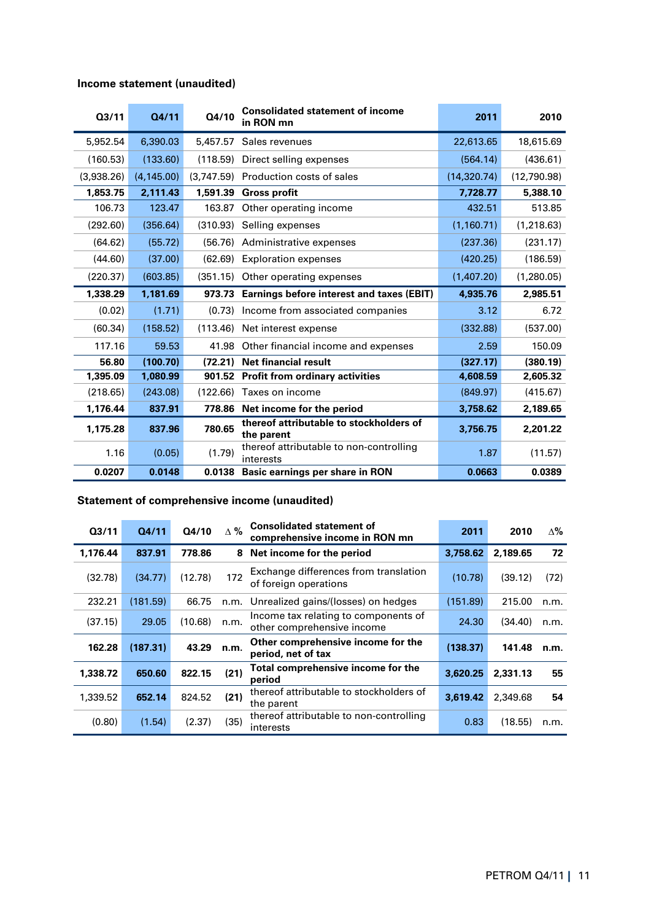## Income statement (unaudited)

| Q3/11 | Q4/11 | Q4/10 | Consolidated statement of income in RON mn | 2011 | 2010 |
|---|---|---|---|---|---|
| 5,952.54 | 6,390.03 | 5,457.57 | Sales revenues | 22,613.65 | 18,615.69 |
| (160.53) | (133.60) | (118.59) | Direct selling expenses | (564.14) | (436.61) |
| (3,938.26) | (4,145.00) | (3,747.59) | Production costs of sales | (14,320.74) | (12,790.98) |
| **1,853.75** | **2,111.43** | **1,591.39** | **Gross profit** | **7,728.77** | **5,388.10** |
| 106.73 | 123.47 | 163.87 | Other operating income | 432.51 | 513.85 |
| (292.60) | (356.64) | (310.93) | Selling expenses | (1,160.71) | (1,218.63) |
| (64.62) | (55.72) | (56.76) | Administrative expenses | (237.36) | (231.17) |
| (44.60) | (37.00) | (62.69) | Exploration expenses | (420.25) | (186.59) |
| (220.37) | (603.85) | (351.15) | Other operating expenses | (1,407.20) | (1,280.05) |
| **1,338.29** | **1,181.69** | **973.73** | **Earnings before interest and taxes (EBIT)** | **4,935.76** | **2,985.51** |
| (0.02) | (1.71) | (0.73) | Income from associated companies | 3.12 | 6.72 |
| (60.34) | (158.52) | (113.46) | Net interest expense | (332.88) | (537.00) |
| 117.16 | 59.53 | 41.98 | Other financial income and expenses | 2.59 | 150.09 |
| **56.80** | **(100.70)** | **(72.21)** | **Net financial result** | **(327.17)** | **(380.19)** |
| **1,395.09** | **1,080.99** | **901.52** | **Profit from ordinary activities** | **4,608.59** | **2,605.32** |
| (218.65) | (243.08) | (122.66) | Taxes on income | (849.97) | (415.67) |
| **1,176.44** | **837.91** | **778.86** | **Net income for the period** | **3,758.62** | **2,189.65** |
| **1,175.28** | **837.96** | **780.65** | **thereof attributable to stockholders of the parent** | **3,756.75** | **2,201.22** |
| 1.16 | (0.05) | (1.79) | thereof attributable to non-controlling interests | 1.87 | (11.57) |
| **0.0207** | **0.0148** | **0.0138** | **Basic earnings per share in RON** | **0.0663** | **0.0389** |

## Statement of comprehensive income (unaudited)

| Q3/11 | Q4/11 | Q4/10 | ∆ % | Consolidated statement of comprehensive income in RON mn | 2011 | 2010 | ∆% |
|---|---|---|---|---|---|---|---|
| **1,176.44** | **837.91** | **778.86** | **8** | **Net income for the period** | **3,758.62** | **2,189.65** | **72** |
| (32.78) | (34.77) | (12.78) | 172 | Exchange differences from translation of foreign operations | (10.78) | (39.12) | (72) |
| 232.21 | (181.59) | 66.75 | n.m. | Unrealized gains/(losses) on hedges | (151.89) | 215.00 | n.m. |
| (37.15) | 29.05 | (10.68) | n.m. | Income tax relating to components of other comprehensive income | 24.30 | (34.40) | n.m. |
| **162.28** | **(187.31)** | **43.29** | **n.m.** | **Other comprehensive income for the period, net of tax** | **(138.37)** | **141.48** | **n.m.** |
| **1,338.72** | **650.60** | **822.15** | **(21)** | **Total comprehensive income for the period** | **3,620.25** | **2,331.13** | **55** |
| 1,339.52 | 652.14 | 824.52 | (21) | thereof attributable to stockholders of the parent | 3,619.42 | 2,349.68 | 54 |
| (0.80) | (1.54) | (2.37) | (35) | thereof attributable to non-controlling interests | 0.83 | (18.55) | n.m. |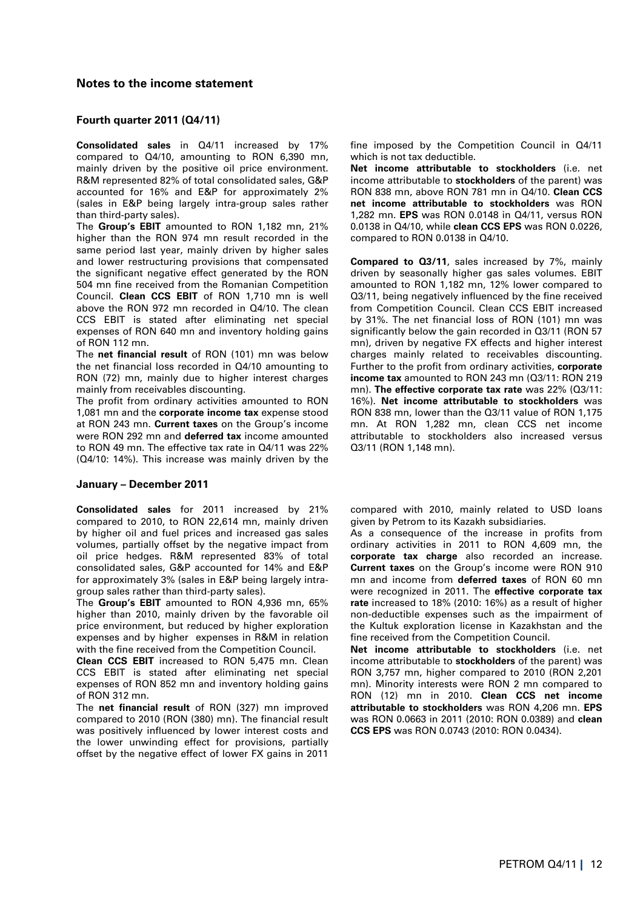## Notes to the income statement

### Fourth quarter 2011 (Q4/11)

**Consolidated sales** in Q4/11 increased by 17% compared to Q4/10, amounting to RON 6,390 mn, mainly driven by the positive oil price environment. R&M represented 82% of total consolidated sales, G&P accounted for 16% and E&P for approximately 2% (sales in E&P being largely intra-group sales rather than third-party sales).

The **Group's EBIT** amounted to RON 1,182 mn, 21% higher than the RON 974 mn result recorded in the same period last year, mainly driven by higher sales and lower restructuring provisions that compensated the significant negative effect generated by the RON 504 mn fine received from the Romanian Competition Council. **Clean CCS EBIT** of RON 1,710 mn is well above the RON 972 mn recorded in Q4/10. The clean CCS EBIT is stated after eliminating net special expenses of RON 640 mn and inventory holding gains of RON 112 mn.

The **net financial result** of RON (101) mn was below the net financial loss recorded in Q4/10 amounting to RON (72) mn, mainly due to higher interest charges mainly from receivables discounting.

The profit from ordinary activities amounted to RON 1,081 mn and the **corporate income tax** expense stood at RON 243 mn. **Current taxes** on the Group's income were RON 292 mn and **deferred tax** income amounted to RON 49 mn. The effective tax rate in Q4/11 was 22% (Q4/10: 14%). This increase was mainly driven by the fine imposed by the Competition Council in Q4/11 which is not tax deductible.

**Net income attributable to stockholders** (i.e. net income attributable to **stockholders** of the parent) was RON 838 mn, above RON 781 mn in Q4/10. **Clean CCS net income attributable to stockholders** was RON 1,282 mn. **EPS** was RON 0.0148 in Q4/11, versus RON 0.0138 in Q4/10, while **clean CCS EPS** was RON 0.0226, compared to RON 0.0138 in Q4/10.

**Compared to Q3/11**, sales increased by 7%, mainly driven by seasonally higher gas sales volumes. EBIT amounted to RON 1,182 mn, 12% lower compared to Q3/11, being negatively influenced by the fine received from Competition Council. Clean CCS EBIT increased by 31%. The net financial loss of RON (101) mn was significantly below the gain recorded in Q3/11 (RON 57 mn), driven by negative FX effects and higher interest charges mainly related to receivables discounting. Further to the profit from ordinary activities, **corporate income tax** amounted to RON 243 mn (Q3/11: RON 219 mn). **The effective corporate tax rate** was 22% (Q3/11: 16%). **Net income attributable to stockholders** was RON 838 mn, lower than the Q3/11 value of RON 1,175 mn. At RON 1,282 mn, clean CCS net income attributable to stockholders also increased versus Q3/11 (RON 1,148 mn).

### January – December 2011

**Consolidated sales** for 2011 increased by 21% compared to 2010, to RON 22,614 mn, mainly driven by higher oil and fuel prices and increased gas sales volumes, partially offset by the negative impact from oil price hedges. R&M represented 83% of total consolidated sales, G&P accounted for 14% and E&P for approximately 3% (sales in E&P being largely intra-group sales rather than third-party sales).

The **Group's EBIT** amounted to RON 4,936 mn, 65% higher than 2010, mainly driven by the favorable oil price environment, but reduced by higher exploration expenses and by higher expenses in R&M in relation with the fine received from the Competition Council.

**Clean CCS EBIT** increased to RON 5,475 mn. Clean CCS EBIT is stated after eliminating net special expenses of RON 852 mn and inventory holding gains of RON 312 mn.

The **net financial result** of RON (327) mn improved compared to 2010 (RON (380) mn). The financial result was positively influenced by lower interest costs and the lower unwinding effect for provisions, partially offset by the negative effect of lower FX gains in 2011 compared with 2010, mainly related to USD loans given by Petrom to its Kazakh subsidiaries.

As a consequence of the increase in profits from ordinary activities in 2011 to RON 4,609 mn, the **corporate tax charge** also recorded an increase. **Current taxes** on the Group's income were RON 910 mn and income from **deferred taxes** of RON 60 mn were recognized in 2011. The **effective corporate tax rate** increased to 18% (2010: 16%) as a result of higher non-deductible expenses such as the impairment of the Kultuk exploration license in Kazakhstan and the fine received from the Competition Council.

**Net income attributable to stockholders** (i.e. net income attributable to **stockholders** of the parent) was RON 3,757 mn, higher compared to 2010 (RON 2,201 mn). Minority interests were RON 2 mn compared to RON (12) mn in 2010. **Clean CCS net income attributable to stockholders** was RON 4,206 mn. **EPS** was RON 0.0663 in 2011 (2010: RON 0.0389) and **clean CCS EPS** was RON 0.0743 (2010: RON 0.0434).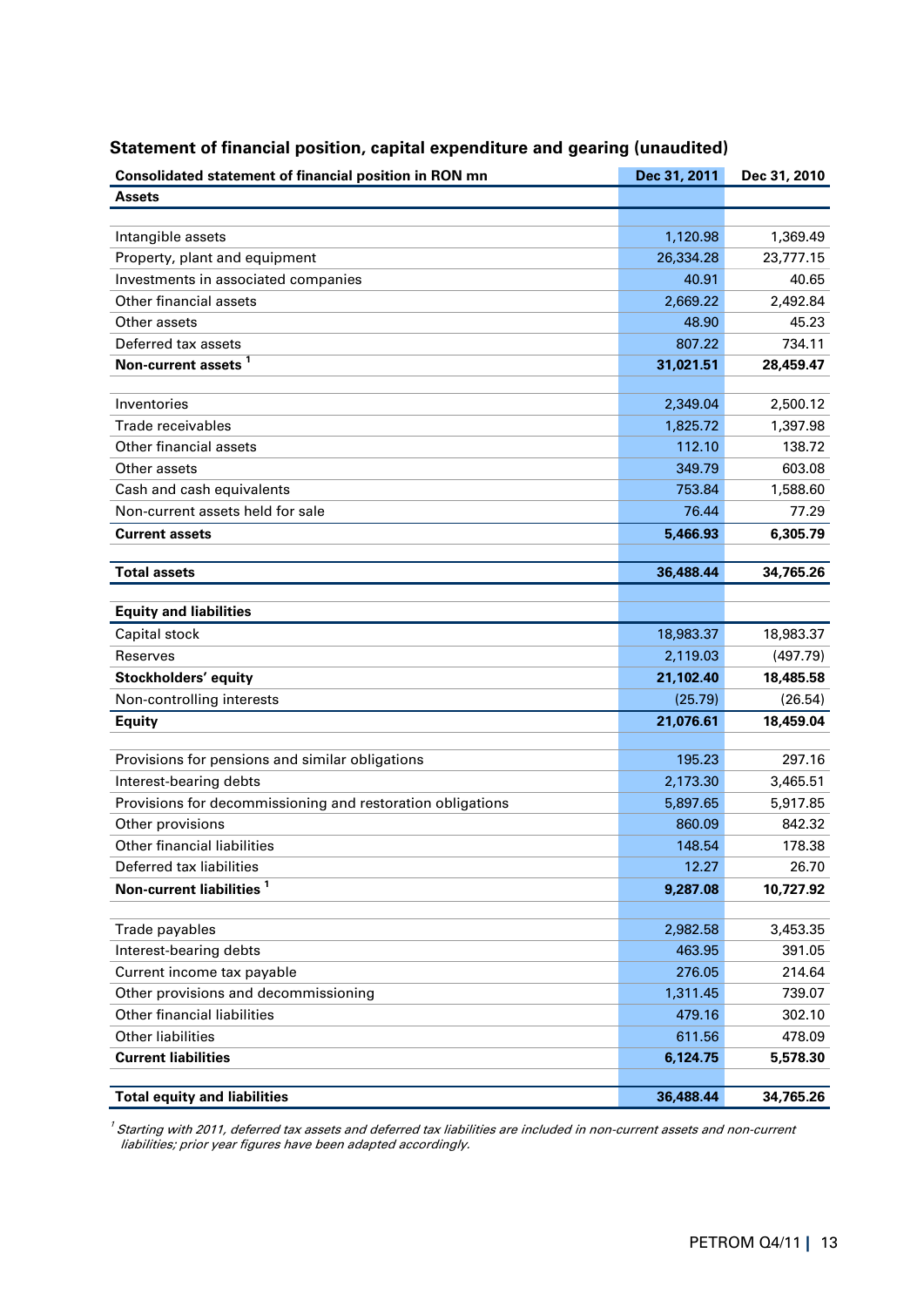## Statement of financial position, capital expenditure and gearing (unaudited)

| Consolidated statement of financial position in RON mn | Dec 31, 2011 | Dec 31, 2010 |
|---|---|---|
| **Assets** | | |
| | | |
| Intangible assets | 1,120.98 | 1,369.49 |
| Property, plant and equipment | 26,334.28 | 23,777.15 |
| Investments in associated companies | 40.91 | 40.65 |
| Other financial assets | 2,669.22 | 2,492.84 |
| Other assets | 48.90 | 45.23 |
| Deferred tax assets | 807.22 | 734.11 |
| **Non-current assets** [1] | **31,021.51** | **28,459.47** |
| | | |
| Inventories | 2,349.04 | 2,500.12 |
| Trade receivables | 1,825.72 | 1,397.98 |
| Other financial assets | 112.10 | 138.72 |
| Other assets | 349.79 | 603.08 |
| Cash and cash equivalents | 753.84 | 1,588.60 |
| Non-current assets held for sale | 76.44 | 77.29 |
| **Current assets** | **5,466.93** | **6,305.79** |
| | | |
| **Total assets** | **36,488.44** | **34,765.26** |
| | | |
| **Equity and liabilities** | | |
| Capital stock | 18,983.37 | 18,983.37 |
| Reserves | 2,119.03 | (497.79) |
| **Stockholders' equity** | **21,102.40** | **18,485.58** |
| Non-controlling interests | (25.79) | (26.54) |
| **Equity** | **21,076.61** | **18,459.04** |
| | | |
| Provisions for pensions and similar obligations | 195.23 | 297.16 |
| Interest-bearing debts | 2,173.30 | 3,465.51 |
| Provisions for decommissioning and restoration obligations | 5,897.65 | 5,917.85 |
| Other provisions | 860.09 | 842.32 |
| Other financial liabilities | 148.54 | 178.38 |
| Deferred tax liabilities | 12.27 | 26.70 |
| **Non-current liabilities** [1] | **9,287.08** | **10,727.92** |
| | | |
| Trade payables | 2,982.58 | 3,453.35 |
| Interest-bearing debts | 463.95 | 391.05 |
| Current income tax payable | 276.05 | 214.64 |
| Other provisions and decommissioning | 1,311.45 | 739.07 |
| Other financial liabilities | 479.16 | 302.10 |
| Other liabilities | 611.56 | 478.09 |
| **Current liabilities** | **6,124.75** | **5,578.30** |
| | | |
| **Total equity and liabilities** | **36,488.44** | **34,765.26** |

[1] *Starting with 2011, deferred tax assets and deferred tax liabilities are included in non-current assets and non-current liabilities; prior year figures have been adapted accordingly.*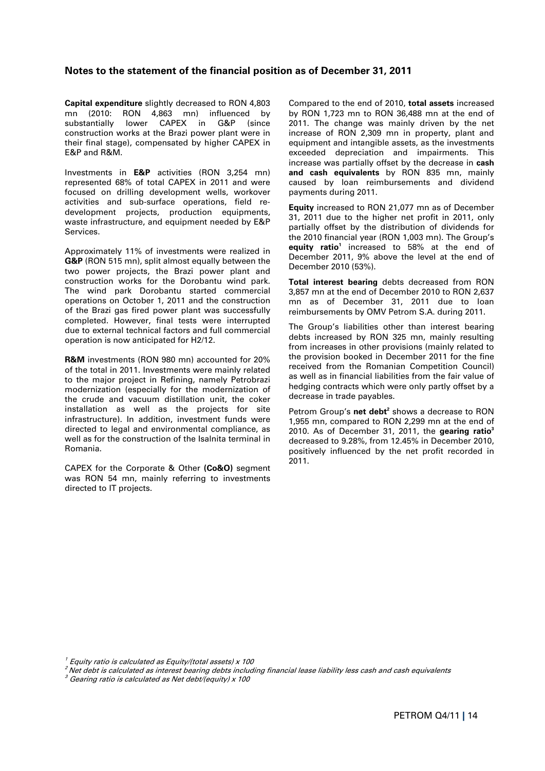## Notes to the statement of the financial position as of December 31, 2011

**Capital expenditure** slightly decreased to RON 4,803 mn (2010: RON 4,863 mn) influenced by substantially lower CAPEX in G&P (since construction works at the Brazi power plant were in their final stage), compensated by higher CAPEX in E&P and R&M.

Investments in **E&P** activities (RON 3,254 mn) represented 68% of total CAPEX in 2011 and were focused on drilling development wells, workover activities and sub-surface operations, field re-development projects, production equipments, waste infrastructure, and equipment needed by E&P Services.

Approximately 11% of investments were realized in **G&P** (RON 515 mn), split almost equally between the two power projects, the Brazi power plant and construction works for the Dorobantu wind park. The wind park Dorobantu started commercial operations on October 1, 2011 and the construction of the Brazi gas fired power plant was successfully completed. However, final tests were interrupted due to external technical factors and full commercial operation is now anticipated for H2/12.

**R&M** investments (RON 980 mn) accounted for 20% of the total in 2011. Investments were mainly related to the major project in Refining, namely Petrobrazi modernization (especially for the modernization of the crude and vacuum distillation unit, the coker installation as well as the projects for site infrastructure). In addition, investment funds were directed to legal and environmental compliance, as well as for the construction of the Isalnita terminal in Romania.

CAPEX for the Corporate & Other **(Co&O)** segment was RON 54 mn, mainly referring to investments directed to IT projects.

Compared to the end of 2010, **total assets** increased by RON 1,723 mn to RON 36,488 mn at the end of 2011. The change was mainly driven by the net increase of RON 2,309 mn in property, plant and equipment and intangible assets, as the investments exceeded depreciation and impairments. This increase was partially offset by the decrease in **cash and cash equivalents** by RON 835 mn, mainly caused by loan reimbursements and dividend payments during 2011.

**Equity** increased to RON 21,077 mn as of December 31, 2011 due to the higher net profit in 2011, only partially offset by the distribution of dividends for the 2010 financial year (RON 1,003 mn). The Group's **equity ratio**[1] increased to 58% at the end of December 2011, 9% above the level at the end of December 2010 (53%).

**Total interest bearing** debts decreased from RON 3,857 mn at the end of December 2010 to RON 2,637 mn as of December 31, 2011 due to loan reimbursements by OMV Petrom S.A. during 2011.

The Group's liabilities other than interest bearing debts increased by RON 325 mn, mainly resulting from increases in other provisions (mainly related to the provision booked in December 2011 for the fine received from the Romanian Competition Council) as well as in financial liabilities from the fair value of hedging contracts which were only partly offset by a decrease in trade payables.

Petrom Group's **net debt**[2] shows a decrease to RON 1,955 mn, compared to RON 2,299 mn at the end of 2010. As of December 31, 2011, the **gearing ratio**[3] decreased to 9.28%, from 12.45% in December 2010, positively influenced by the net profit recorded in 2011.

---

[1] *Equity ratio is calculated as Equity/(total assets) x 100*

[2] *Net debt is calculated as interest bearing debts including financial lease liability less cash and cash equivalents*

[3] *Gearing ratio is calculated as Net debt/(equity) x 100*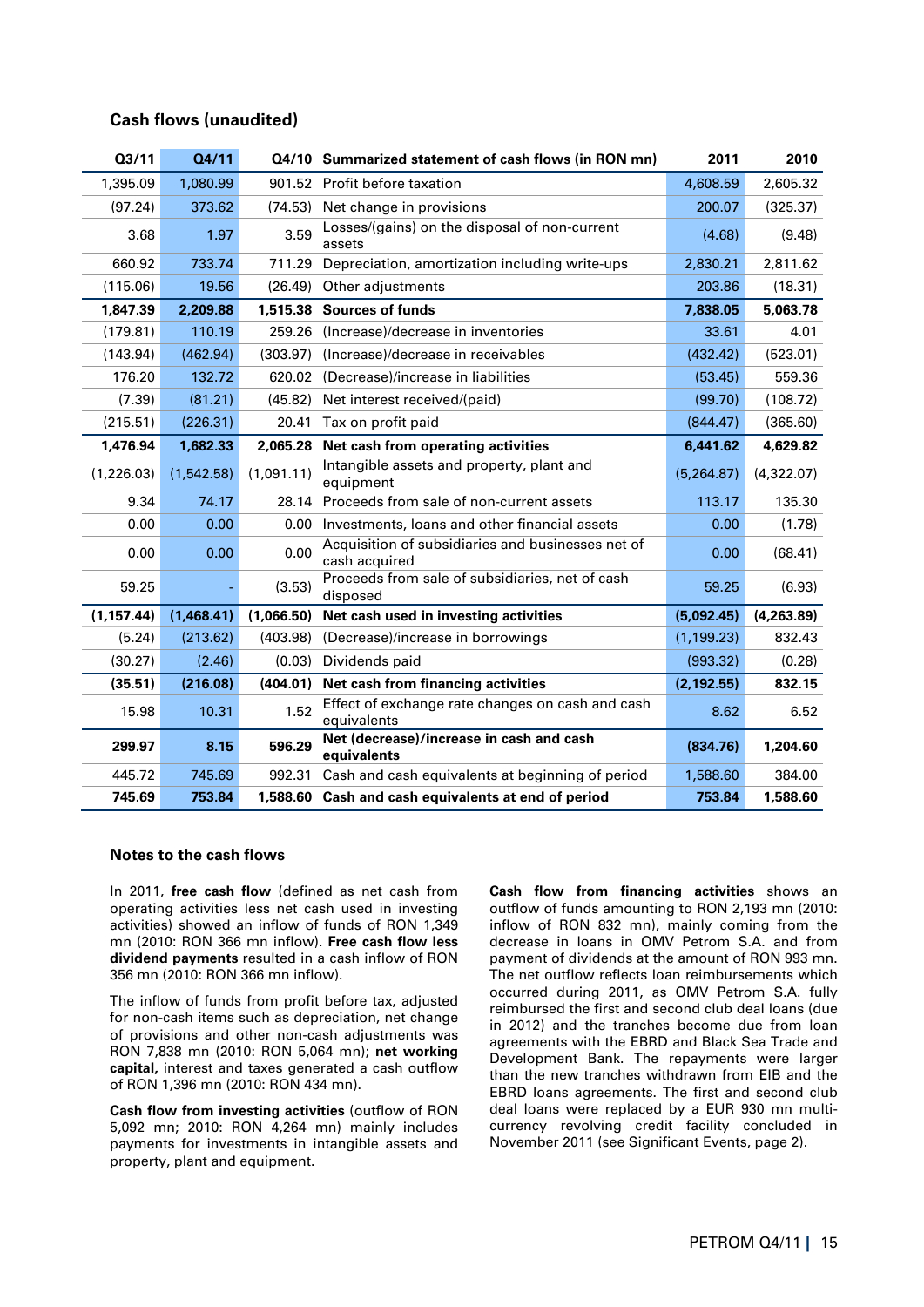## Cash flows (unaudited)

| Q3/11 | Q4/11 | Q4/10 | Summarized statement of cash flows (in RON mn) | 2011 | 2010 |
|---|---|---|---|---|---|
| 1,395.09 | 1,080.99 | 901.52 | Profit before taxation | 4,608.59 | 2,605.32 |
| (97.24) | 373.62 | (74.53) | Net change in provisions | 200.07 | (325.37) |
| 3.68 | 1.97 | 3.59 | Losses/(gains) on the disposal of non-current assets | (4.68) | (9.48) |
| 660.92 | 733.74 | 711.29 | Depreciation, amortization including write-ups | 2,830.21 | 2,811.62 |
| (115.06) | 19.56 | (26.49) | Other adjustments | 203.86 | (18.31) |
| **1,847.39** | **2,209.88** | **1,515.38** | **Sources of funds** | **7,838.05** | **5,063.78** |
| (179.81) | 110.19 | 259.26 | (Increase)/decrease in inventories | 33.61 | 4.01 |
| (143.94) | (462.94) | (303.97) | (Increase)/decrease in receivables | (432.42) | (523.01) |
| 176.20 | 132.72 | 620.02 | (Decrease)/increase in liabilities | (53.45) | 559.36 |
| (7.39) | (81.21) | (45.82) | Net interest received/(paid) | (99.70) | (108.72) |
| (215.51) | (226.31) | 20.41 | Tax on profit paid | (844.47) | (365.60) |
| **1,476.94** | **1,682.33** | **2,065.28** | **Net cash from operating activities** | **6,441.62** | **4,629.82** |
| (1,226.03) | (1,542.58) | (1,091.11) | Intangible assets and property, plant and equipment | (5,264.87) | (4,322.07) |
| 9.34 | 74.17 | 28.14 | Proceeds from sale of non-current assets | 113.17 | 135.30 |
| 0.00 | 0.00 | 0.00 | Investments, loans and other financial assets | 0.00 | (1.78) |
| 0.00 | 0.00 | 0.00 | Acquisition of subsidiaries and businesses net of cash acquired | 0.00 | (68.41) |
| 59.25 | - | (3.53) | Proceeds from sale of subsidiaries, net of cash disposed | 59.25 | (6.93) |
| **(1,157.44)** | **(1,468.41)** | **(1,066.50)** | **Net cash used in investing activities** | **(5,092.45)** | **(4,263.89)** |
| (5.24) | (213.62) | (403.98) | (Decrease)/increase in borrowings | (1,199.23) | 832.43 |
| (30.27) | (2.46) | (0.03) | Dividends paid | (993.32) | (0.28) |
| **(35.51)** | **(216.08)** | **(404.01)** | **Net cash from financing activities** | **(2,192.55)** | **832.15** |
| 15.98 | 10.31 | 1.52 | Effect of exchange rate changes on cash and cash equivalents | 8.62 | 6.52 |
| **299.97** | **8.15** | **596.29** | **Net (decrease)/increase in cash and cash equivalents** | **(834.76)** | **1,204.60** |
| 445.72 | 745.69 | 992.31 | Cash and cash equivalents at beginning of period | 1,588.60 | 384.00 |
| **745.69** | **753.84** | **1,588.60** | **Cash and cash equivalents at end of period** | **753.84** | **1,588.60** |

### Notes to the cash flows

In 2011, **free cash flow** (defined as net cash from operating activities less net cash used in investing activities) showed an inflow of funds of RON 1,349 mn (2010: RON 366 mn inflow). **Free cash flow less dividend payments** resulted in a cash inflow of RON 356 mn (2010: RON 366 mn inflow).

The inflow of funds from profit before tax, adjusted for non-cash items such as depreciation, net change of provisions and other non-cash adjustments was RON 7,838 mn (2010: RON 5,064 mn); **net working capital,** interest and taxes generated a cash outflow of RON 1,396 mn (2010: RON 434 mn).

**Cash flow from investing activities** (outflow of RON 5,092 mn; 2010: RON 4,264 mn) mainly includes payments for investments in intangible assets and property, plant and equipment.

**Cash flow from financing activities** shows an outflow of funds amounting to RON 2,193 mn (2010: inflow of RON 832 mn), mainly coming from the decrease in loans in OMV Petrom S.A. and from payment of dividends at the amount of RON 993 mn. The net outflow reflects loan reimbursements which occurred during 2011, as OMV Petrom S.A. fully reimbursed the first and second club deal loans (due in 2012) and the tranches become due from loan agreements with the EBRD and Black Sea Trade and Development Bank. The repayments were larger than the new tranches withdrawn from EIB and the EBRD loans agreements. The first and second club deal loans were replaced by a EUR 930 mn multi-currency revolving credit facility concluded in November 2011 (see Significant Events, page 2).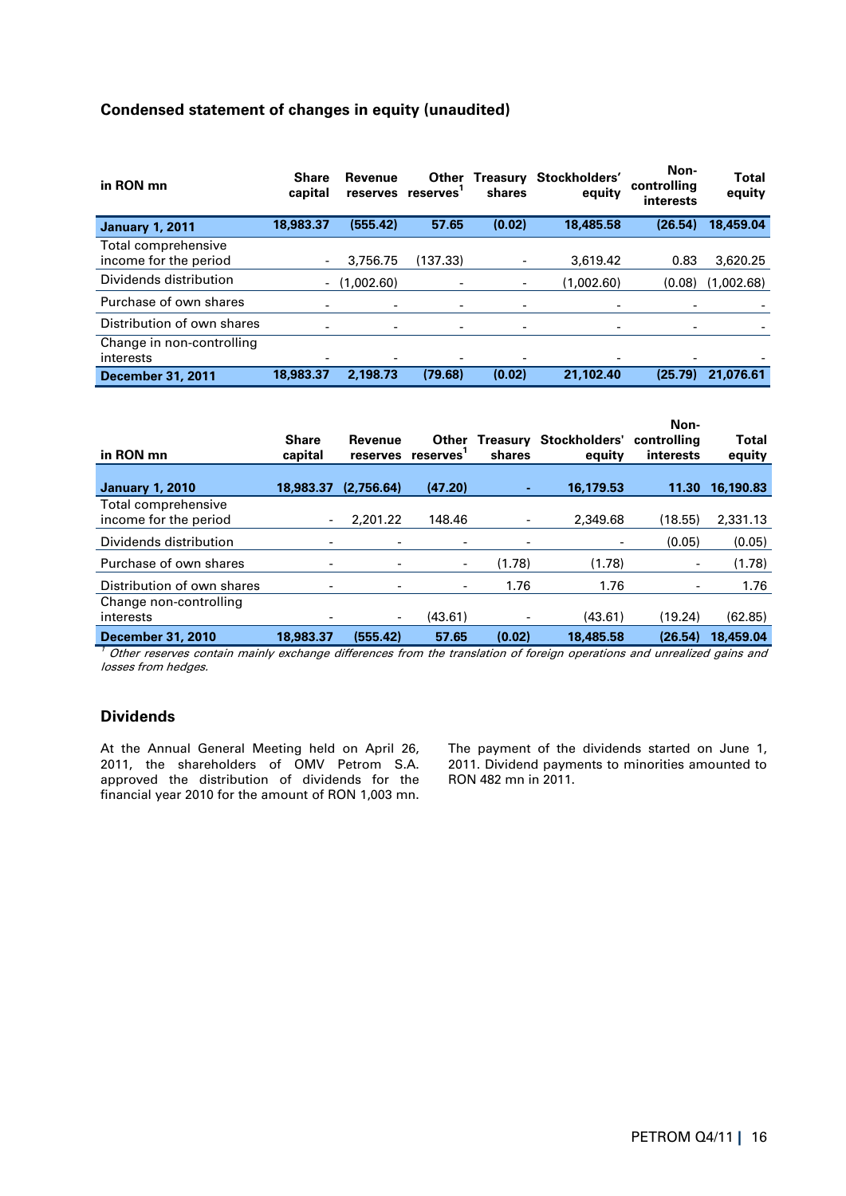## Condensed statement of changes in equity (unaudited)

| in RON mn | Share capital | Revenue reserves | Other reserves[1] | Treasury shares | Stockholders' equity | Non-controlling interests | Total equity |
|---|---|---|---|---|---|---|---|
| **January 1, 2011** | **18,983.37** | **(555.42)** | **57.65** | **(0.02)** | **18,485.58** | **(26.54)** | **18,459.04** |
| Total comprehensive income for the period | - | 3,756.75 | (137.33) | - | 3,619.42 | 0.83 | 3,620.25 |
| Dividends distribution | - | (1,002.60) | - | - | (1,002.60) | (0.08) | (1,002.68) |
| Purchase of own shares | - | - | - | - | - | - | - |
| Distribution of own shares | - | - | - | - | - | - | - |
| Change in non-controlling interests | - | - | - | - | - | - | - |
| **December 31, 2011** | **18,983.37** | **2,198.73** | **(79.68)** | **(0.02)** | **21,102.40** | **(25.79)** | **21,076.61** |

| in RON mn | Share capital | Revenue reserves | Other reserves[1] | Treasury shares | Stockholders' equity | Non-controlling interests | Total equity |
|---|---|---|---|---|---|---|---|
| **January 1, 2010** | **18,983.37** | **(2,756.64)** | **(47.20)** | **-** | **16,179.53** | **11.30** | **16,190.83** |
| Total comprehensive income for the period | - | 2,201.22 | 148.46 | - | 2,349.68 | (18.55) | 2,331.13 |
| Dividends distribution | - | - | - | - | - | (0.05) | (0.05) |
| Purchase of own shares | - | - | - | (1.78) | (1.78) | - | (1.78) |
| Distribution of own shares | - | - | - | 1.76 | 1.76 | - | 1.76 |
| Change non-controlling interests | - | - | (43.61) | - | (43.61) | (19.24) | (62.85) |
| **December 31, 2010** | **18,983.37** | **(555.42)** | **57.65** | **(0.02)** | **18,485.58** | **(26.54)** | **18,459.04** |

[1] *Other reserves contain mainly exchange differences from the translation of foreign operations and unrealized gains and losses from hedges.*

## Dividends

At the Annual General Meeting held on April 26, 2011, the shareholders of OMV Petrom S.A. approved the distribution of dividends for the financial year 2010 for the amount of RON 1,003 mn.

The payment of the dividends started on June 1, 2011. Dividend payments to minorities amounted to RON 482 mn in 2011.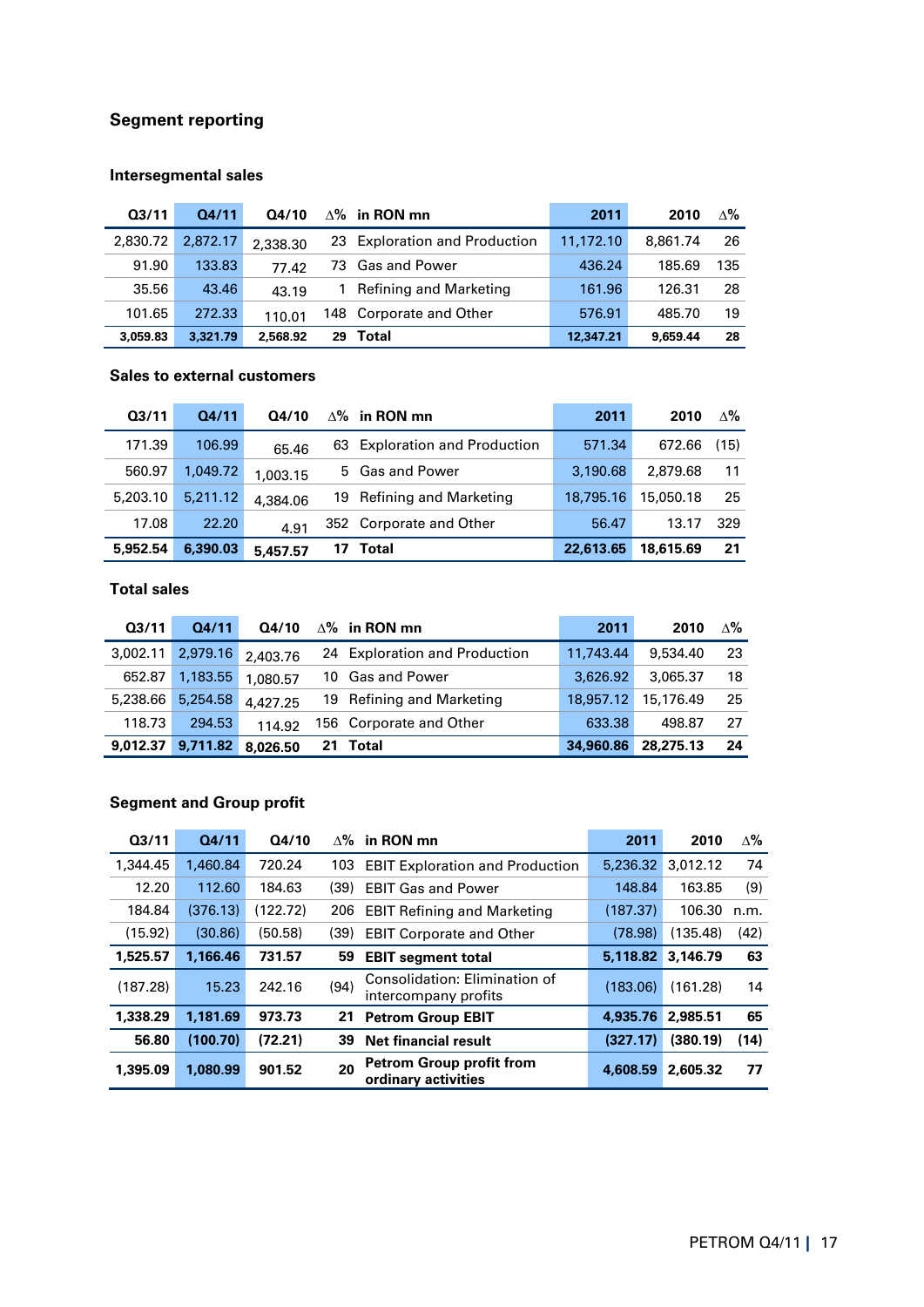## Segment reporting

### Intersegmental sales

| Q3/11 | Q4/11 | Q4/10 | ∆% | in RON mn | 2011 | 2010 | ∆% |
|---|---|---|---|---|---|---|---|
| 2,830.72 | 2,872.17 | 2,338.30 | 23 | Exploration and Production | 11,172.10 | 8,861.74 | 26 |
| 91.90 | 133.83 | 77.42 | 73 | Gas and Power | 436.24 | 185.69 | 135 |
| 35.56 | 43.46 | 43.19 | 1 | Refining and Marketing | 161.96 | 126.31 | 28 |
| 101.65 | 272.33 | 110.01 | 148 | Corporate and Other | 576.91 | 485.70 | 19 |
| **3,059.83** | **3,321.79** | **2,568.92** | **29** | **Total** | **12,347.21** | **9,659.44** | **28** |

### Sales to external customers

| Q3/11 | Q4/11 | Q4/10 | ∆% | in RON mn | 2011 | 2010 | ∆% |
|---|---|---|---|---|---|---|---|
| 171.39 | 106.99 | 65.46 | 63 | Exploration and Production | 571.34 | 672.66 | (15) |
| 560.97 | 1,049.72 | 1,003.15 | 5 | Gas and Power | 3,190.68 | 2,879.68 | 11 |
| 5,203.10 | 5,211.12 | 4,384.06 | 19 | Refining and Marketing | 18,795.16 | 15,050.18 | 25 |
| 17.08 | 22.20 | 4.91 | 352 | Corporate and Other | 56.47 | 13.17 | 329 |
| **5,952.54** | **6,390.03** | **5,457.57** | **17** | **Total** | **22,613.65** | **18,615.69** | **21** |

### Total sales

| Q3/11 | Q4/11 | Q4/10 | ∆% | in RON mn | 2011 | 2010 | ∆% |
|---|---|---|---|---|---|---|---|
| 3,002.11 | 2,979.16 | 2,403.76 | 24 | Exploration and Production | 11,743.44 | 9,534.40 | 23 |
| 652.87 | 1,183.55 | 1,080.57 | 10 | Gas and Power | 3,626.92 | 3,065.37 | 18 |
| 5,238.66 | 5,254.58 | 4,427.25 | 19 | Refining and Marketing | 18,957.12 | 15,176.49 | 25 |
| 118.73 | 294.53 | 114.92 | 156 | Corporate and Other | 633.38 | 498.87 | 27 |
| **9,012.37** | **9,711.82** | **8,026.50** | **21** | **Total** | **34,960.86** | **28,275.13** | **24** |

### Segment and Group profit

| Q3/11 | Q4/11 | Q4/10 | ∆% | in RON mn | 2011 | 2010 | ∆% |
|---|---|---|---|---|---|---|---|
| 1,344.45 | 1,460.84 | 720.24 | 103 | EBIT Exploration and Production | 5,236.32 | 3,012.12 | 74 |
| 12.20 | 112.60 | 184.63 | (39) | EBIT Gas and Power | 148.84 | 163.85 | (9) |
| 184.84 | (376.13) | (122.72) | 206 | EBIT Refining and Marketing | (187.37) | 106.30 | n.m. |
| (15.92) | (30.86) | (50.58) | (39) | EBIT Corporate and Other | (78.98) | (135.48) | (42) |
| **1,525.57** | **1,166.46** | **731.57** | **59** | **EBIT segment total** | **5,118.82** | **3,146.79** | **63** |
| (187.28) | 15.23 | 242.16 | (94) | Consolidation: Elimination of intercompany profits | (183.06) | (161.28) | 14 |
| **1,338.29** | **1,181.69** | **973.73** | **21** | **Petrom Group EBIT** | **4,935.76** | **2,985.51** | **65** |
| **56.80** | **(100.70)** | **(72.21)** | **39** | **Net financial result** | **(327.17)** | **(380.19)** | **(14)** |
| **1,395.09** | **1,080.99** | **901.52** | **20** | **Petrom Group profit from ordinary activities** | **4,608.59** | **2,605.32** | **77** |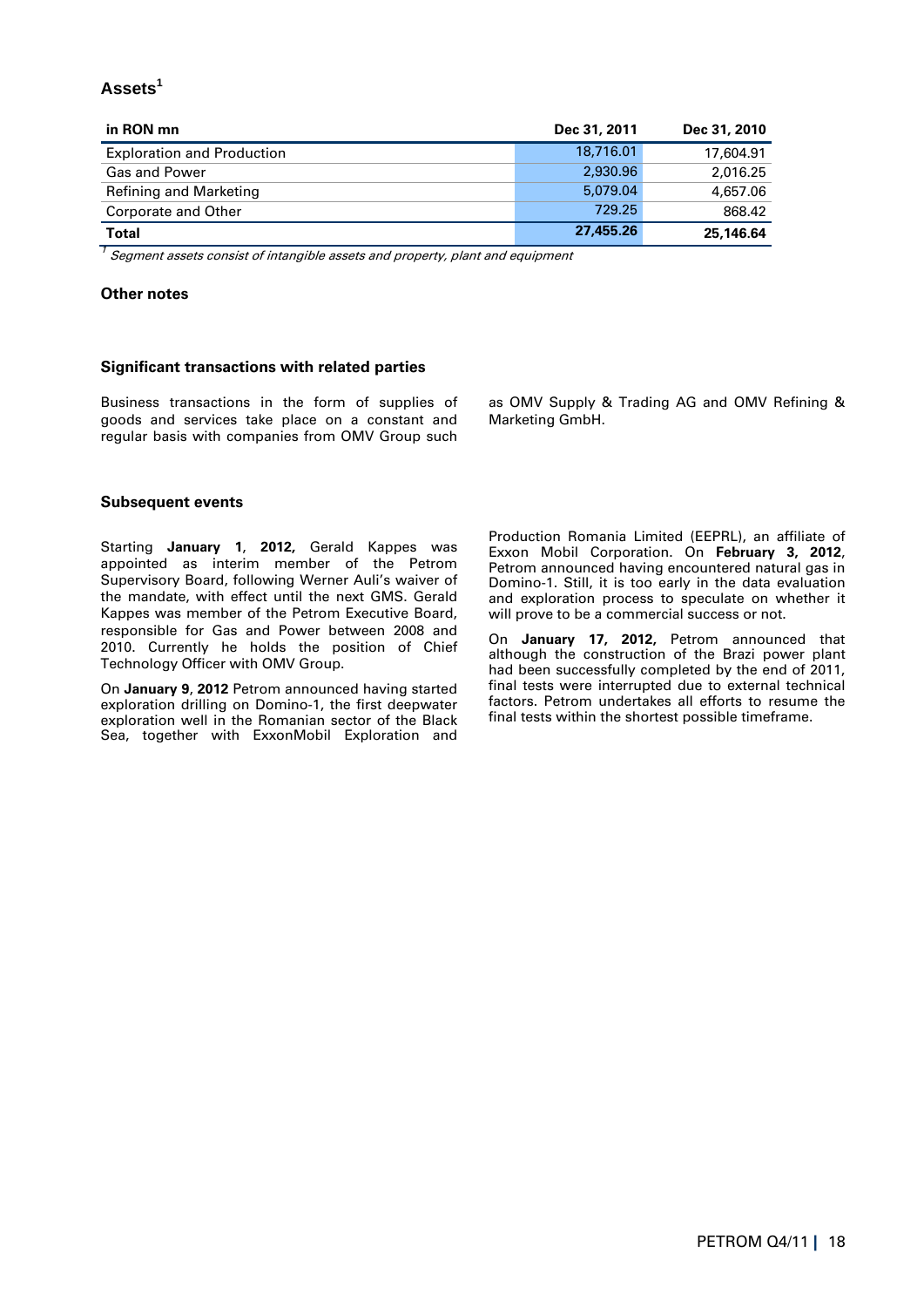## Assets[1]

| in RON mn | Dec 31, 2011 | Dec 31, 2010 |
|---|---|---|
| Exploration and Production | 18,716.01 | 17,604.91 |
| Gas and Power | 2,930.96 | 2,016.25 |
| Refining and Marketing | 5,079.04 | 4,657.06 |
| Corporate and Other | 729.25 | 868.42 |
| **Total** | **27,455.26** | **25,146.64** |

[1] *Segment assets consist of intangible assets and property, plant and equipment*

### Other notes

### Significant transactions with related parties

Business transactions in the form of supplies of goods and services take place on a constant and regular basis with companies from OMV Group such as OMV Supply & Trading AG and OMV Refining & Marketing GmbH.

### Subsequent events

Starting **January 1**, **2012,** Gerald Kappes was appointed as interim member of the Petrom Supervisory Board, following Werner Auli's waiver of the mandate, with effect until the next GMS. Gerald Kappes was member of the Petrom Executive Board, responsible for Gas and Power between 2008 and 2010. Currently he holds the position of Chief Technology Officer with OMV Group.

On **January 9**, **2012** Petrom announced having started exploration drilling on Domino-1, the first deepwater exploration well in the Romanian sector of the Black Sea, together with ExxonMobil Exploration and Production Romania Limited (EEPRL), an affiliate of Exxon Mobil Corporation. On **February 3, 2012**, Petrom announced having encountered natural gas in Domino-1. Still, it is too early in the data evaluation and exploration process to speculate on whether it will prove to be a commercial success or not.

On **January 17, 2012,** Petrom announced that although the construction of the Brazi power plant had been successfully completed by the end of 2011, final tests were interrupted due to external technical factors. Petrom undertakes all efforts to resume the final tests within the shortest possible timeframe.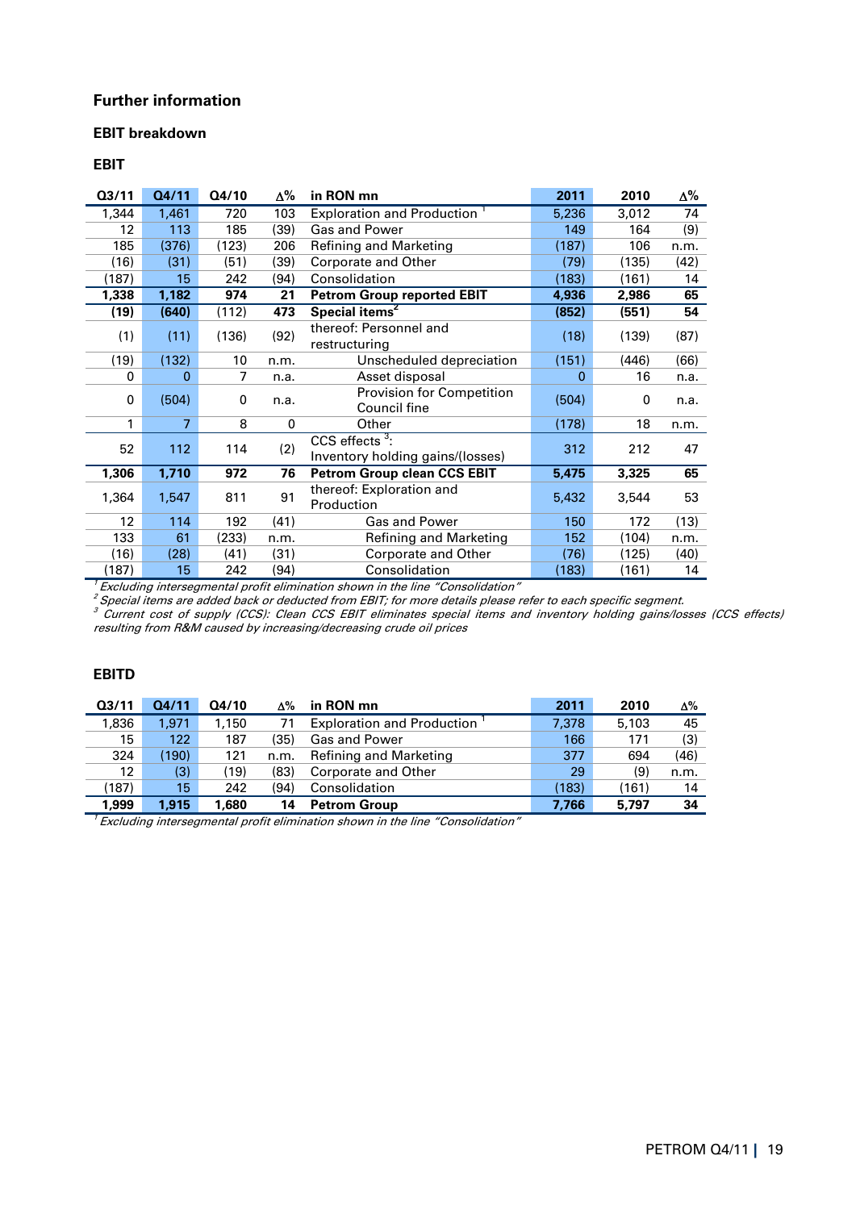## Further information

### EBIT breakdown

### EBIT

| Q3/11 | Q4/11 | Q4/10 | ∆% | in RON mn | 2011 | 2010 | ∆% |
|---|---|---|---|---|---|---|---|
| 1,344 | 1,461 | 720 | 103 | Exploration and Production [1] | 5,236 | 3,012 | 74 |
| 12 | 113 | 185 | (39) | Gas and Power | 149 | 164 | (9) |
| 185 | (376) | (123) | 206 | Refining and Marketing | (187) | 106 | n.m. |
| (16) | (31) | (51) | (39) | Corporate and Other | (79) | (135) | (42) |
| (187) | 15 | 242 | (94) | Consolidation | (183) | (161) | 14 |
| **1,338** | **1,182** | **974** | **21** | **Petrom Group reported EBIT** | **4,936** | **2,986** | **65** |
| **(19)** | **(640)** | (112) | **473** | **Special items[2]** | **(852)** | **(551)** | **54** |
| (1) | (11) | (136) | (92) | thereof: Personnel and restructuring | (18) | (139) | (87) |
| (19) | (132) | 10 | n.m. | Unscheduled depreciation | (151) | (446) | (66) |
| 0 | 0 | 7 | n.a. | Asset disposal | 0 | 16 | n.a. |
| 0 | (504) | 0 | n.a. | Provision for Competition Council fine | (504) | 0 | n.a. |
| 1 | 7 | 8 | 0 | Other | (178) | 18 | n.m. |
| 52 | 112 | 114 | (2) | CCS effects [3]: Inventory holding gains/(losses) | 312 | 212 | 47 |
| **1,306** | **1,710** | **972** | **76** | **Petrom Group clean CCS EBIT** | **5,475** | **3,325** | **65** |
| 1,364 | 1,547 | 811 | 91 | thereof: Exploration and Production | 5,432 | 3,544 | 53 |
| 12 | 114 | 192 | (41) | Gas and Power | 150 | 172 | (13) |
| 133 | 61 | (233) | n.m. | Refining and Marketing | 152 | (104) | n.m. |
| (16) | (28) | (41) | (31) | Corporate and Other | (76) | (125) | (40) |
| (187) | 15 | 242 | (94) | Consolidation | (183) | (161) | 14 |

*[1] Excluding intersegmental profit elimination shown in the line "Consolidation"*
*[2] Special items are added back or deducted from EBIT; for more details please refer to each specific segment.*
*[3] Current cost of supply (CCS): Clean CCS EBIT eliminates special items and inventory holding gains/losses (CCS effects) resulting from R&M caused by increasing/decreasing crude oil prices*

### EBITD

| Q3/11 | Q4/11 | Q4/10 | ∆% | in RON mn | 2011 | 2010 | ∆% |
|---|---|---|---|---|---|---|---|
| 1,836 | 1,971 | 1,150 | 71 | Exploration and Production [1] | 7,378 | 5,103 | 45 |
| 15 | 122 | 187 | (35) | Gas and Power | 166 | 171 | (3) |
| 324 | (190) | 121 | n.m. | Refining and Marketing | 377 | 694 | (46) |
| 12 | (3) | (19) | (83) | Corporate and Other | 29 | (9) | n.m. |
| (187) | 15 | 242 | (94) | Consolidation | (183) | (161) | 14 |
| **1,999** | **1,915** | **1,680** | **14** | **Petrom Group** | **7,766** | **5,797** | **34** |

*[1] Excluding intersegmental profit elimination shown in the line "Consolidation"*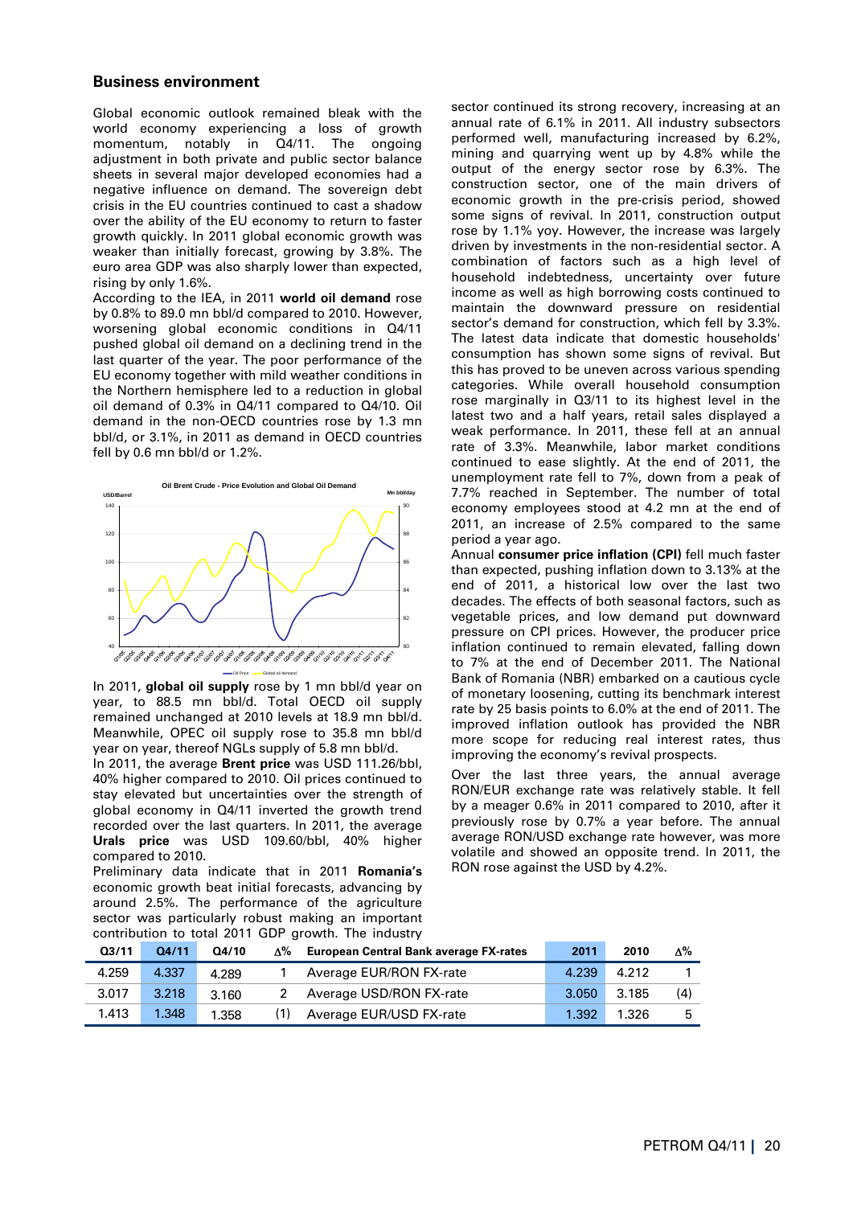## Business environment

Global economic outlook remained bleak with the world economy experiencing a loss of growth momentum, notably in Q4/11. The ongoing adjustment in both private and public sector balance sheets in several major developed economies had a negative influence on demand. The sovereign debt crisis in the EU countries continued to cast a shadow over the ability of the EU economy to return to faster growth quickly. In 2011 global economic growth was weaker than initially forecast, growing by 3.8%. The euro area GDP was also sharply lower than expected, rising by only 1.6%.

According to the IEA, in 2011 **world oil demand** rose by 0.8% to 89.0 mn bbl/d compared to 2010. However, worsening global economic conditions in Q4/11 pushed global oil demand on a declining trend in the last quarter of the year. The poor performance of the EU economy together with mild weather conditions in the Northern hemisphere led to a reduction in global oil demand of 0.3% in Q4/11 compared to Q4/10. Oil demand in the non-OECD countries rose by 1.3 mn bbl/d, or 3.1%, in 2011 as demand in OECD countries fell by 0.6 mn bbl/d or 1.2%.

In 2011, **global oil supply** rose by 1 mn bbl/d year on year, to 88.5 mn bbl/d. Total OECD oil supply remained unchanged at 2010 levels at 18.9 mn bbl/d. Meanwhile, OPEC oil supply rose to 35.8 mn bbl/d year on year, thereof NGLs supply of 5.8 mn bbl/d.

In 2011, the average **Brent price** was USD 111.26/bbl, 40% higher compared to 2010. Oil prices continued to stay elevated but uncertainties over the strength of global economy in Q4/11 inverted the growth trend recorded over the last quarters. In 2011, the average **Urals price** was USD 109.60/bbl, 40% higher compared to 2010.

Preliminary data indicate that in 2011 **Romania's** economic growth beat initial forecasts, advancing by around 2.5%. The performance of the agriculture sector was particularly robust making an important contribution to total 2011 GDP growth. The industry sector continued its strong recovery, increasing at an annual rate of 6.1% in 2011. All industry subsectors performed well, manufacturing increased by 6.2%, mining and quarrying went up by 4.8% while the output of the energy sector rose by 6.3%. The construction sector, one of the main drivers of economic growth in the pre-crisis period, showed some signs of revival. In 2011, construction output rose by 1.1% yoy. However, the increase was largely driven by investments in the non-residential sector. A combination of factors such as a high level of household indebtedness, uncertainty over future income as well as high borrowing costs continued to maintain the downward pressure on residential sector's demand for construction, which fell by 3.3%. The latest data indicate that domestic households' consumption has shown some signs of revival. But this has proved to be uneven across various spending categories. While overall household consumption rose marginally in Q3/11 to its highest level in the latest two and a half years, retail sales displayed a weak performance. In 2011, these fell at an annual rate of 3.3%. Meanwhile, labor market conditions continued to ease slightly. At the end of 2011, the unemployment rate fell to 7%, down from a peak of 7.7% reached in September. The number of total economy employees stood at 4.2 mn at the end of 2011, an increase of 2.5% compared to the same period a year ago.

Annual **consumer price inflation (CPI)** fell much faster than expected, pushing inflation down to 3.13% at the end of 2011, a historical low over the last two decades. The effects of both seasonal factors, such as vegetable prices, and low demand put downward pressure on CPI prices. However, the producer price inflation continued to remain elevated, falling down to 7% at the end of December 2011. The National Bank of Romania (NBR) embarked on a cautious cycle of monetary loosening, cutting its benchmark interest rate by 25 basis points to 6.0% at the end of 2011. The improved inflation outlook has provided the NBR more scope for reducing real interest rates, thus improving the economy's revival prospects.

Over the last three years, the annual average RON/EUR exchange rate was relatively stable. It fell by a meager 0.6% in 2011 compared to 2010, after it previously rose by 0.7% a year before. The annual average RON/USD exchange rate however, was more volatile and showed an opposite trend. In 2011, the RON rose against the USD by 4.2%.

| Q3/11 | Q4/11 | Q4/10 | Δ% | European Central Bank average FX-rates | 2011 | 2010 | Δ% |
|---|---|---|---|---|---|---|---|
| 4.259 | 4.337 | 4.289 | 1 | Average EUR/RON FX-rate | 4.239 | 4.212 | 1 |
| 3.017 | 3.218 | 3.160 | 2 | Average USD/RON FX-rate | 3.050 | 3.185 | (4) |
| 1.413 | 1.348 | 1.358 | (1) | Average EUR/USD FX-rate | 1.392 | 1.326 | 5 |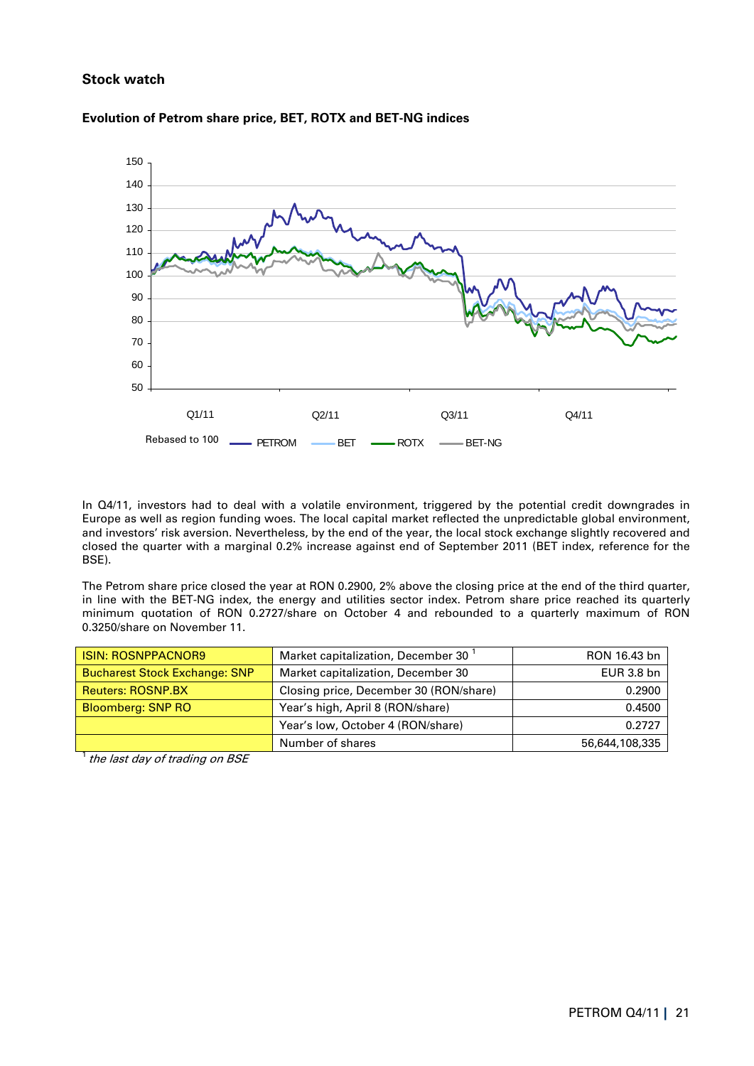## Stock watch

### Evolution of Petrom share price, BET, ROTX and BET-NG indices

In Q4/11, investors had to deal with a volatile environment, triggered by the potential credit downgrades in Europe as well as region funding woes. The local capital market reflected the unpredictable global environment, and investors' risk aversion. Nevertheless, by the end of the year, the local stock exchange slightly recovered and closed the quarter with a marginal 0.2% increase against end of September 2011 (BET index, reference for the BSE).

The Petrom share price closed the year at RON 0.2900, 2% above the closing price at the end of the third quarter, in line with the BET-NG index, the energy and utilities sector index. Petrom share price reached its quarterly minimum quotation of RON 0.2727/share on October 4 and rebounded to a quarterly maximum of RON 0.3250/share on November 11.

| ISIN: ROSNPPACNOR9 | Market capitalization, December 30 [1] | RON 16.43 bn |
|---|---|---|
| Bucharest Stock Exchange: SNP | Market capitalization, December 30 | EUR 3.8 bn |
| Reuters: ROSNP.BX | Closing price, December 30 (RON/share) | 0.2900 |
| Bloomberg: SNP RO | Year's high, April 8 (RON/share) | 0.4500 |
| | Year's low, October 4 (RON/share) | 0.2727 |
| | Number of shares | 56,644,108,335 |

[1] *the last day of trading on BSE*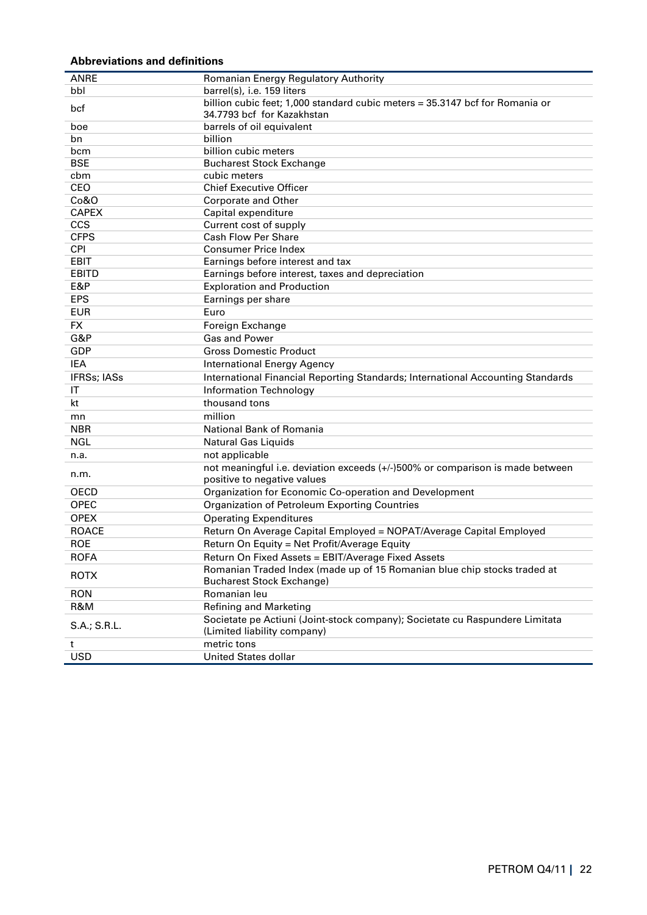**Abbreviations and definitions**

| | |
|---|---|
| ANRE | Romanian Energy Regulatory Authority |
| bbl | barrel(s), i.e. 159 liters |
| bcf | billion cubic feet; 1,000 standard cubic meters = 35.3147 bcf for Romania or 34.7793 bcf for Kazakhstan |
| boe | barrels of oil equivalent |
| bn | billion |
| bcm | billion cubic meters |
| BSE | Bucharest Stock Exchange |
| cbm | cubic meters |
| CEO | Chief Executive Officer |
| Co&O | Corporate and Other |
| CAPEX | Capital expenditure |
| CCS | Current cost of supply |
| CFPS | Cash Flow Per Share |
| CPI | Consumer Price Index |
| EBIT | Earnings before interest and tax |
| EBITD | Earnings before interest, taxes and depreciation |
| E&P | Exploration and Production |
| EPS | Earnings per share |
| EUR | Euro |
| FX | Foreign Exchange |
| G&P | Gas and Power |
| GDP | Gross Domestic Product |
| IEA | International Energy Agency |
| IFRSs; IASs | International Financial Reporting Standards; International Accounting Standards |
| IT | Information Technology |
| kt | thousand tons |
| mn | million |
| NBR | National Bank of Romania |
| NGL | Natural Gas Liquids |
| n.a. | not applicable |
| n.m. | not meaningful i.e. deviation exceeds (+/-)500% or comparison is made between positive to negative values |
| OECD | Organization for Economic Co-operation and Development |
| OPEC | Organization of Petroleum Exporting Countries |
| OPEX | Operating Expenditures |
| ROACE | Return On Average Capital Employed = NOPAT/Average Capital Employed |
| ROE | Return On Equity = Net Profit/Average Equity |
| ROFA | Return On Fixed Assets = EBIT/Average Fixed Assets |
| ROTX | Romanian Traded Index (made up of 15 Romanian blue chip stocks traded at Bucharest Stock Exchange) |
| RON | Romanian leu |
| R&M | Refining and Marketing |
| S.A.; S.R.L. | Societate pe Actiuni (Joint-stock company); Societate cu Raspundere Limitata (Limited liability company) |
| t | metric tons |
| USD | United States dollar |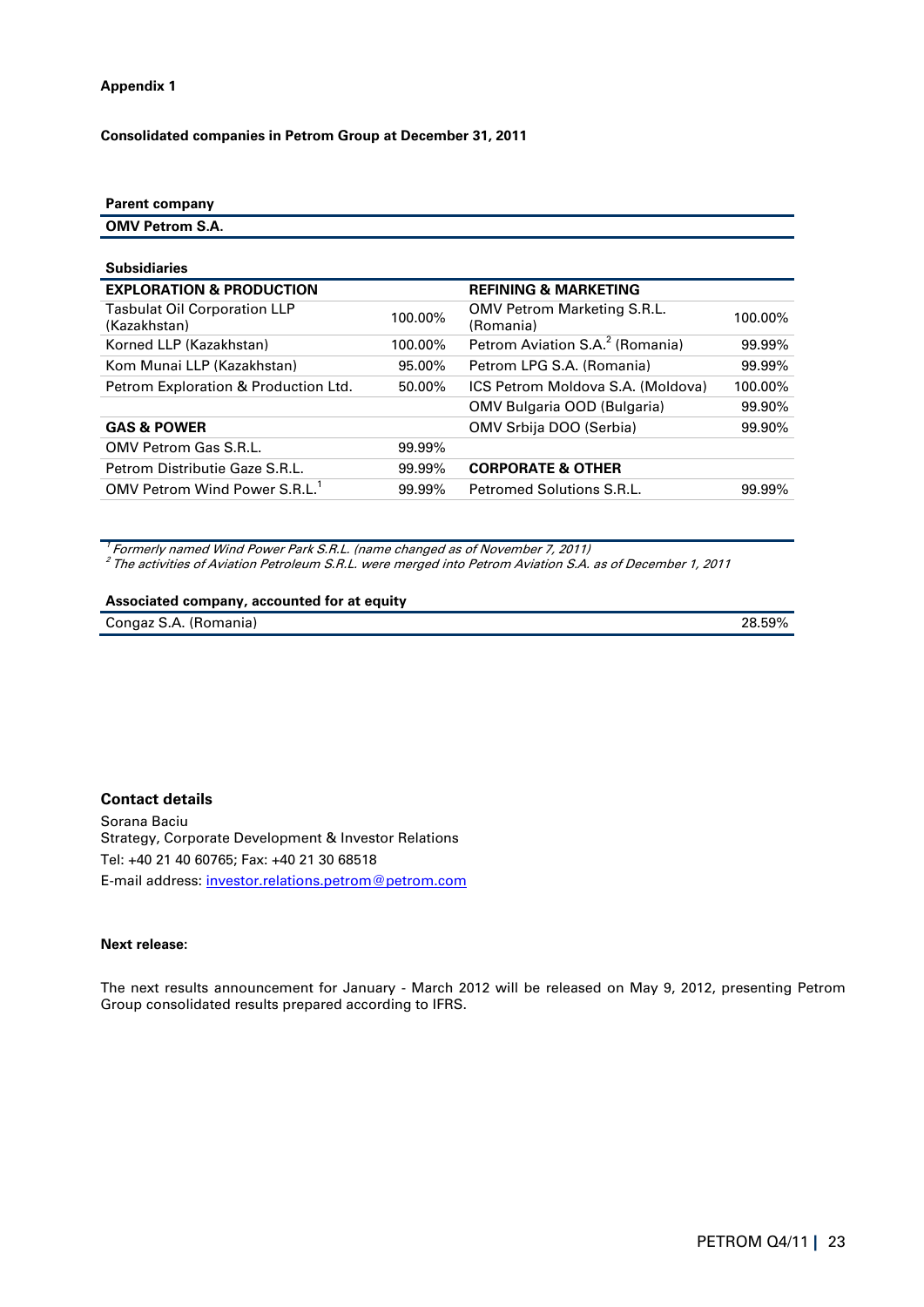**Appendix 1**

**Consolidated companies in Petrom Group at December 31, 2011**

| **Parent company** |
|---|
| **OMV Petrom S.A.** |

**Subsidiaries**

| **EXPLORATION & PRODUCTION** | | **REFINING & MARKETING** | |
|---|---|---|---|
| Tasbulat Oil Corporation LLP (Kazakhstan) | 100.00% | OMV Petrom Marketing S.R.L. (Romania) | 100.00% |
| Korned LLP (Kazakhstan) | 100.00% | Petrom Aviation S.A.[2] (Romania) | 99.99% |
| Kom Munai LLP (Kazakhstan) | 95.00% | Petrom LPG S.A. (Romania) | 99.99% |
| Petrom Exploration & Production Ltd. | 50.00% | ICS Petrom Moldova S.A. (Moldova) | 100.00% |
| | | OMV Bulgaria OOD (Bulgaria) | 99.90% |
| **GAS & POWER** | | OMV Srbija DOO (Serbia) | 99.90% |
| OMV Petrom Gas S.R.L. | 99.99% | | |
| Petrom Distributie Gaze S.R.L. | 99.99% | **CORPORATE & OTHER** | |
| OMV Petrom Wind Power S.R.L.[1] | 99.99% | Petromed Solutions S.R.L. | 99.99% |

*[1] Formerly named Wind Power Park S.R.L. (name changed as of November 7, 2011)*
*[2] The activities of Aviation Petroleum S.R.L. were merged into Petrom Aviation S.A. as of December 1, 2011*

| **Associated company, accounted for at equity** | |
|---|---|
| Congaz S.A. (Romania) | 28.59% |

### Contact details

Sorana Baciu
Strategy, Corporate Development & Investor Relations
Tel: +40 21 40 60765; Fax: +40 21 30 68518
E-mail address: investor.relations.petrom@petrom.com

**Next release:**

The next results announcement for January - March 2012 will be released on May 9, 2012, presenting Petrom Group consolidated results prepared according to IFRS.